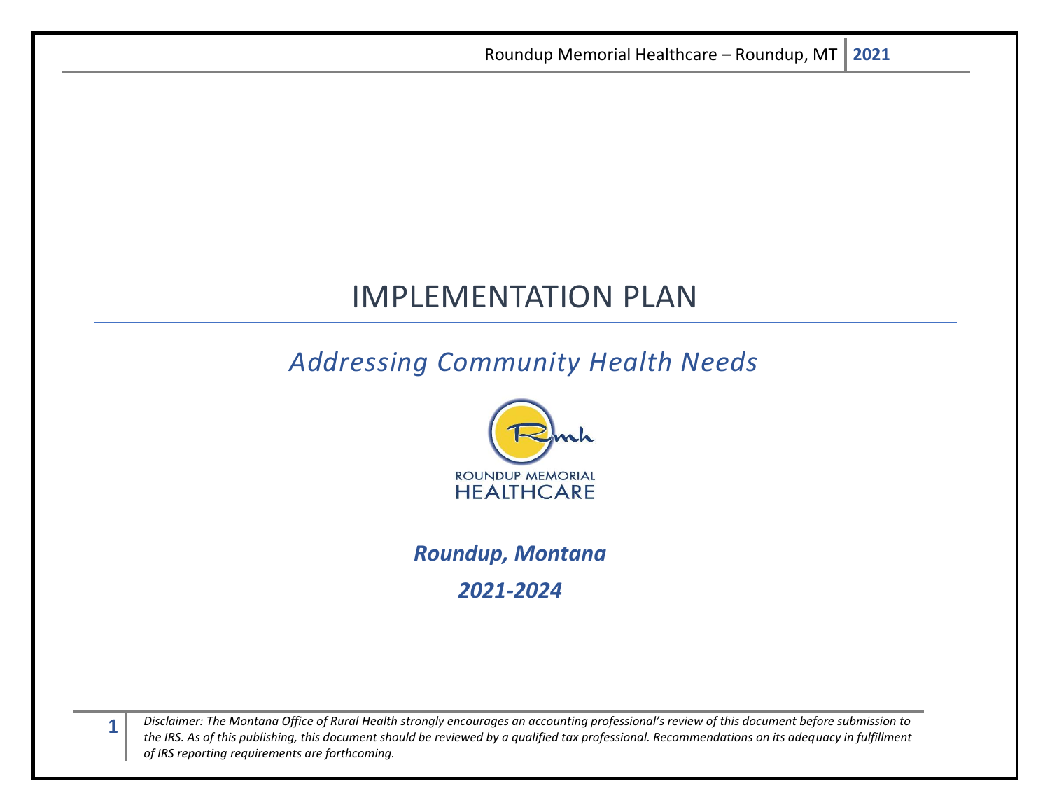# IMPLEMENTATION PLAN

## *Addressing Community Health Needs*

ROUNDUP MEMORIAL HEALTHCARE

***Roundup, Montana***

***2021-2024***

*Disclaimer: The Montana Office of Rural Health strongly encourages an accounting professional's review of this document before submission to the IRS. As of this publishing, this document should be reviewed by a qualified tax professional. Recommendations on its adequacy in fulfillment of IRS reporting requirements are forthcoming.*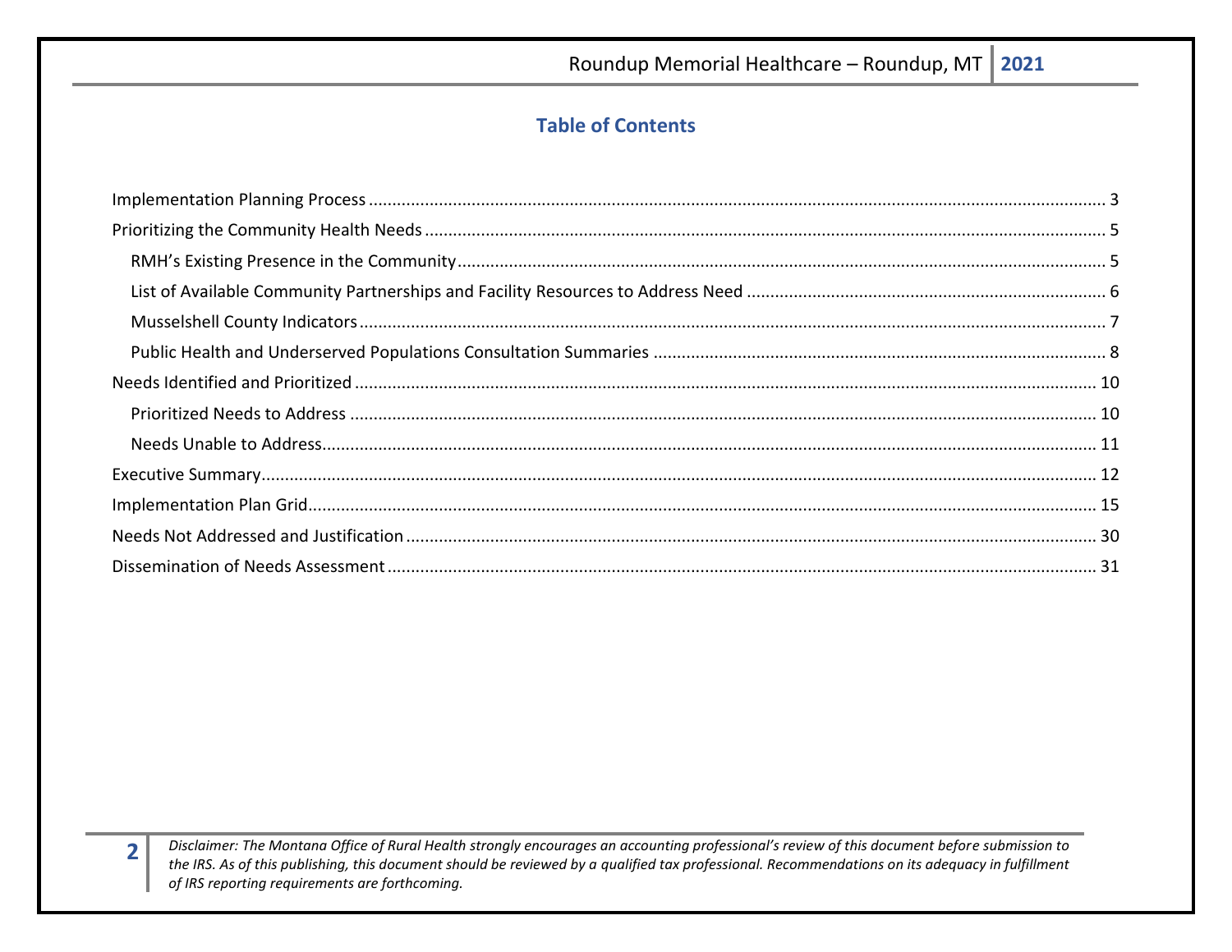# Table of Contents

Implementation Planning Process ........ 3

Prioritizing the Community Health Needs ........ 5

- RMH's Existing Presence in the Community ........ 5
- List of Available Community Partnerships and Facility Resources to Address Need ........ 6
- Musselshell County Indicators ........ 7
- Public Health and Underserved Populations Consultation Summaries ........ 8

Needs Identified and Prioritized ........ 10

- Prioritized Needs to Address ........ 10
- Needs Unable to Address ........ 11

Executive Summary ........ 12

Implementation Plan Grid ........ 15

Needs Not Addressed and Justification ........ 30

Dissemination of Needs Assessment ........ 31

*Disclaimer: The Montana Office of Rural Health strongly encourages an accounting professional's review of this document before submission to the IRS. As of this publishing, this document should be reviewed by a qualified tax professional. Recommendations on its adequacy in fulfillment of IRS reporting requirements are forthcoming.*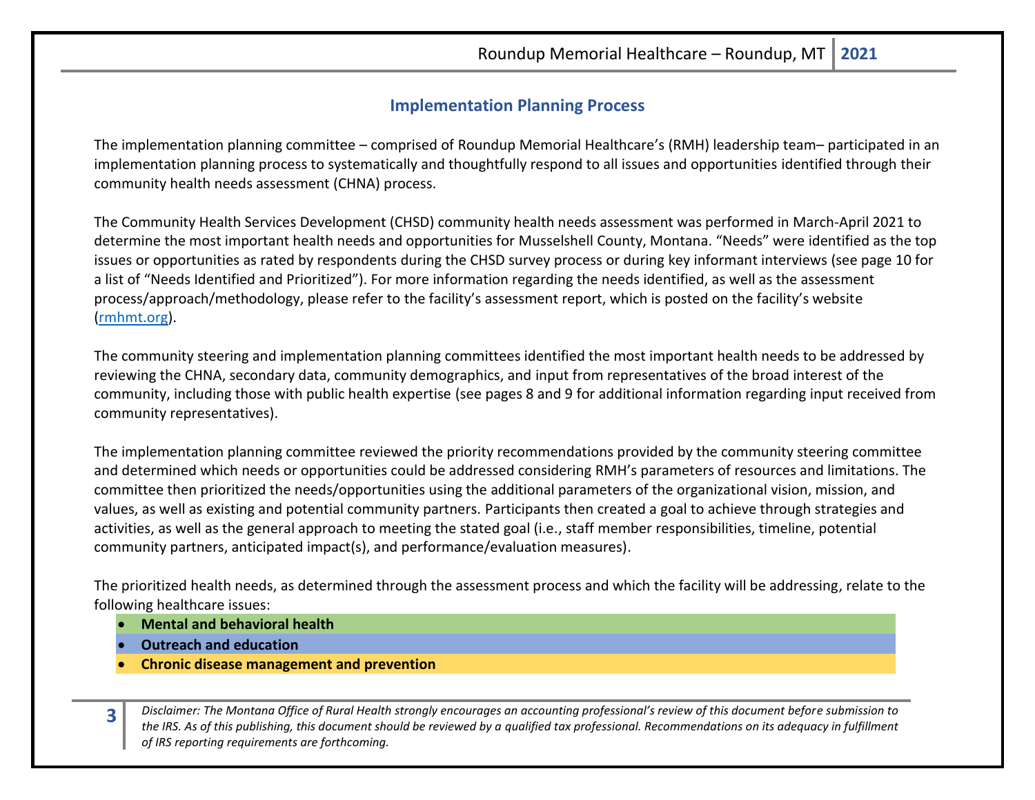## Implementation Planning Process

The implementation planning committee – comprised of Roundup Memorial Healthcare's (RMH) leadership team– participated in an implementation planning process to systematically and thoughtfully respond to all issues and opportunities identified through their community health needs assessment (CHNA) process.

The Community Health Services Development (CHSD) community health needs assessment was performed in March-April 2021 to determine the most important health needs and opportunities for Musselshell County, Montana. "Needs" were identified as the top issues or opportunities as rated by respondents during the CHSD survey process or during key informant interviews (see page 10 for a list of "Needs Identified and Prioritized"). For more information regarding the needs identified, as well as the assessment process/approach/methodology, please refer to the facility's assessment report, which is posted on the facility's website (rmhmt.org).

The community steering and implementation planning committees identified the most important health needs to be addressed by reviewing the CHNA, secondary data, community demographics, and input from representatives of the broad interest of the community, including those with public health expertise (see pages 8 and 9 for additional information regarding input received from community representatives).

The implementation planning committee reviewed the priority recommendations provided by the community steering committee and determined which needs or opportunities could be addressed considering RMH's parameters of resources and limitations. The committee then prioritized the needs/opportunities using the additional parameters of the organizational vision, mission, and values, as well as existing and potential community partners. Participants then created a goal to achieve through strategies and activities, as well as the general approach to meeting the stated goal (i.e., staff member responsibilities, timeline, potential community partners, anticipated impact(s), and performance/evaluation measures).

The prioritized health needs, as determined through the assessment process and which the facility will be addressing, relate to the following healthcare issues:

- **Mental and behavioral health**
- **Outreach and education**
- **Chronic disease management and prevention**

*Disclaimer: The Montana Office of Rural Health strongly encourages an accounting professional's review of this document before submission to the IRS. As of this publishing, this document should be reviewed by a qualified tax professional. Recommendations on its adequacy in fulfillment of IRS reporting requirements are forthcoming.*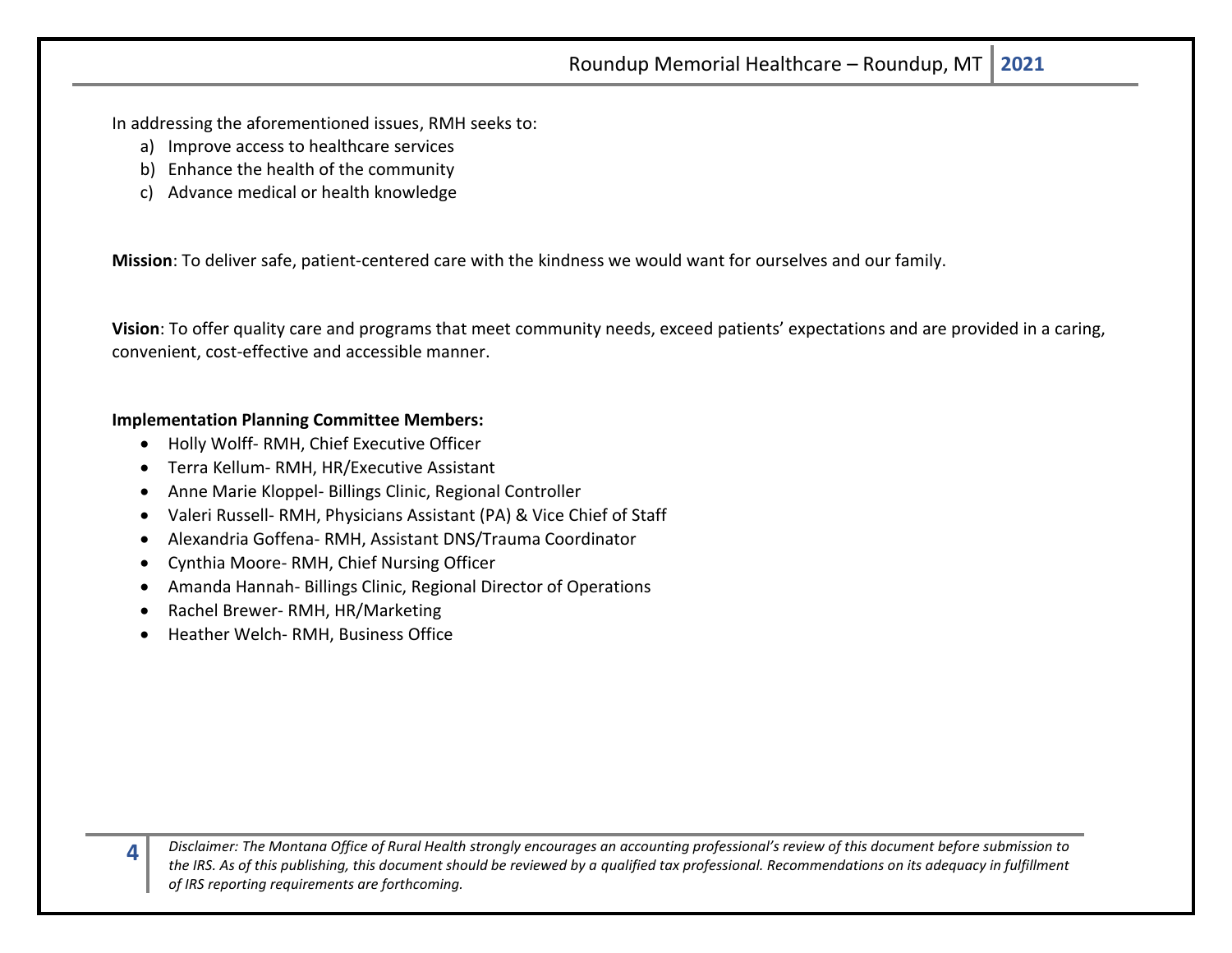In addressing the aforementioned issues, RMH seeks to:

a) Improve access to healthcare services
b) Enhance the health of the community
c) Advance medical or health knowledge

**Mission**: To deliver safe, patient-centered care with the kindness we would want for ourselves and our family.

**Vision**: To offer quality care and programs that meet community needs, exceed patients' expectations and are provided in a caring, convenient, cost-effective and accessible manner.

**Implementation Planning Committee Members:**

- Holly Wolff- RMH, Chief Executive Officer
- Terra Kellum- RMH, HR/Executive Assistant
- Anne Marie Kloppel- Billings Clinic, Regional Controller
- Valeri Russell- RMH, Physicians Assistant (PA) & Vice Chief of Staff
- Alexandria Goffena- RMH, Assistant DNS/Trauma Coordinator
- Cynthia Moore- RMH, Chief Nursing Officer
- Amanda Hannah- Billings Clinic, Regional Director of Operations
- Rachel Brewer- RMH, HR/Marketing
- Heather Welch- RMH, Business Office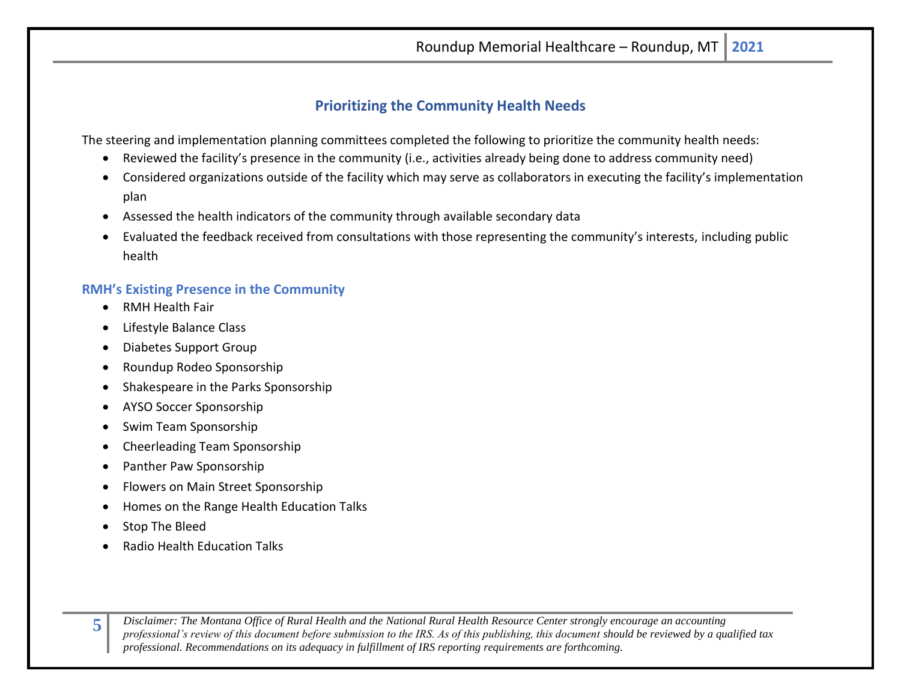## Prioritizing the Community Health Needs

The steering and implementation planning committees completed the following to prioritize the community health needs:

- Reviewed the facility's presence in the community (i.e., activities already being done to address community need)
- Considered organizations outside of the facility which may serve as collaborators in executing the facility's implementation plan
- Assessed the health indicators of the community through available secondary data
- Evaluated the feedback received from consultations with those representing the community's interests, including public health

### RMH's Existing Presence in the Community

- RMH Health Fair
- Lifestyle Balance Class
- Diabetes Support Group
- Roundup Rodeo Sponsorship
- Shakespeare in the Parks Sponsorship
- AYSO Soccer Sponsorship
- Swim Team Sponsorship
- Cheerleading Team Sponsorship
- Panther Paw Sponsorship
- Flowers on Main Street Sponsorship
- Homes on the Range Health Education Talks
- Stop The Bleed
- Radio Health Education Talks

*Disclaimer: The Montana Office of Rural Health and the National Rural Health Resource Center strongly encourage an accounting professional's review of this document before submission to the IRS. As of this publishing, this document should be reviewed by a qualified tax professional. Recommendations on its adequacy in fulfillment of IRS reporting requirements are forthcoming.*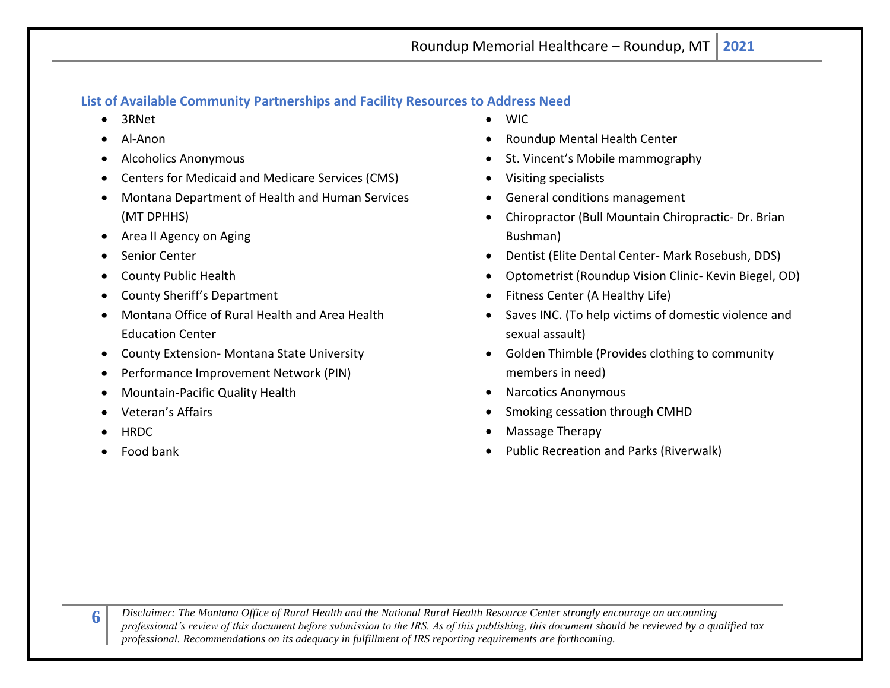### List of Available Community Partnerships and Facility Resources to Address Need

- 3RNet
- Al-Anon
- Alcoholics Anonymous
- Centers for Medicaid and Medicare Services (CMS)
- Montana Department of Health and Human Services (MT DPHHS)
- Area II Agency on Aging
- Senior Center
- County Public Health
- County Sheriff's Department
- Montana Office of Rural Health and Area Health Education Center
- County Extension- Montana State University
- Performance Improvement Network (PIN)
- Mountain-Pacific Quality Health
- Veteran's Affairs
- HRDC
- Food bank
- WIC
- Roundup Mental Health Center
- St. Vincent's Mobile mammography
- Visiting specialists
- General conditions management
- Chiropractor (Bull Mountain Chiropractic- Dr. Brian Bushman)
- Dentist (Elite Dental Center- Mark Rosebush, DDS)
- Optometrist (Roundup Vision Clinic- Kevin Biegel, OD)
- Fitness Center (A Healthy Life)
- Saves INC. (To help victims of domestic violence and sexual assault)
- Golden Thimble (Provides clothing to community members in need)
- Narcotics Anonymous
- Smoking cessation through CMHD
- Massage Therapy
- Public Recreation and Parks (Riverwalk)

*Disclaimer: The Montana Office of Rural Health and the National Rural Health Resource Center strongly encourage an accounting professional's review of this document before submission to the IRS. As of this publishing, this document should be reviewed by a qualified tax professional. Recommendations on its adequacy in fulfillment of IRS reporting requirements are forthcoming.*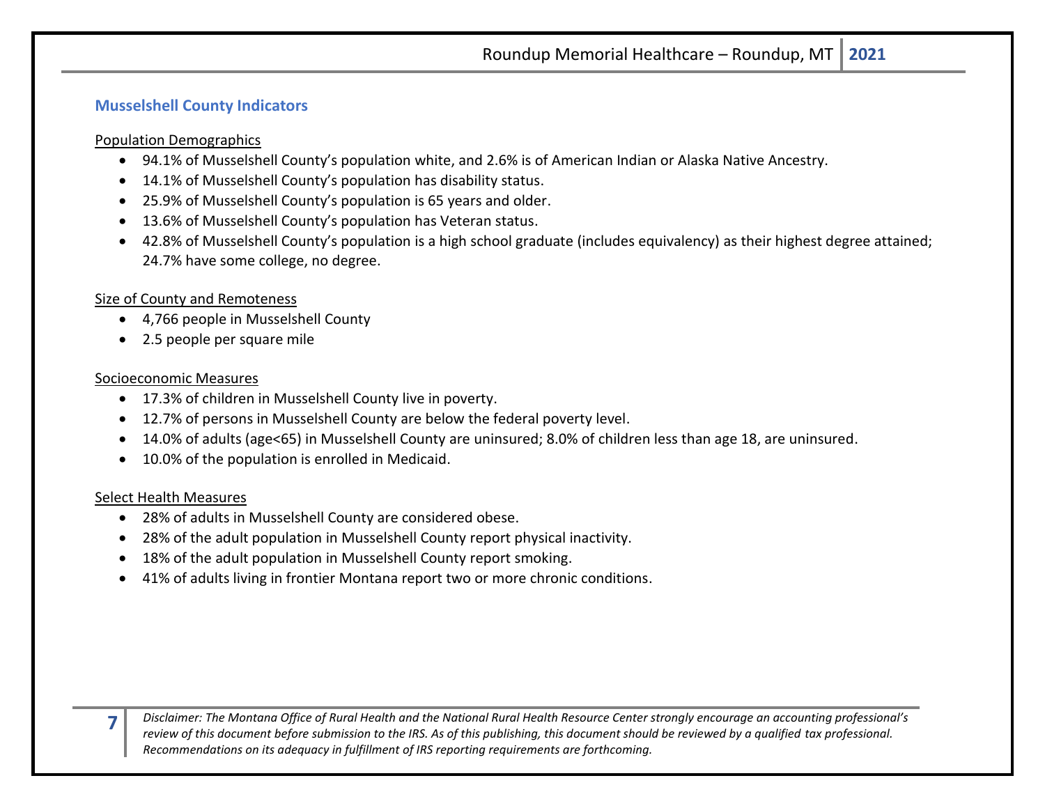## Musselshell County Indicators

Population Demographics

- 94.1% of Musselshell County's population white, and 2.6% is of American Indian or Alaska Native Ancestry.
- 14.1% of Musselshell County's population has disability status.
- 25.9% of Musselshell County's population is 65 years and older.
- 13.6% of Musselshell County's population has Veteran status.
- 42.8% of Musselshell County's population is a high school graduate (includes equivalency) as their highest degree attained; 24.7% have some college, no degree.

Size of County and Remoteness

- 4,766 people in Musselshell County
- 2.5 people per square mile

Socioeconomic Measures

- 17.3% of children in Musselshell County live in poverty.
- 12.7% of persons in Musselshell County are below the federal poverty level.
- 14.0% of adults (age<65) in Musselshell County are uninsured; 8.0% of children less than age 18, are uninsured.
- 10.0% of the population is enrolled in Medicaid.

Select Health Measures

- 28% of adults in Musselshell County are considered obese.
- 28% of the adult population in Musselshell County report physical inactivity.
- 18% of the adult population in Musselshell County report smoking.
- 41% of adults living in frontier Montana report two or more chronic conditions.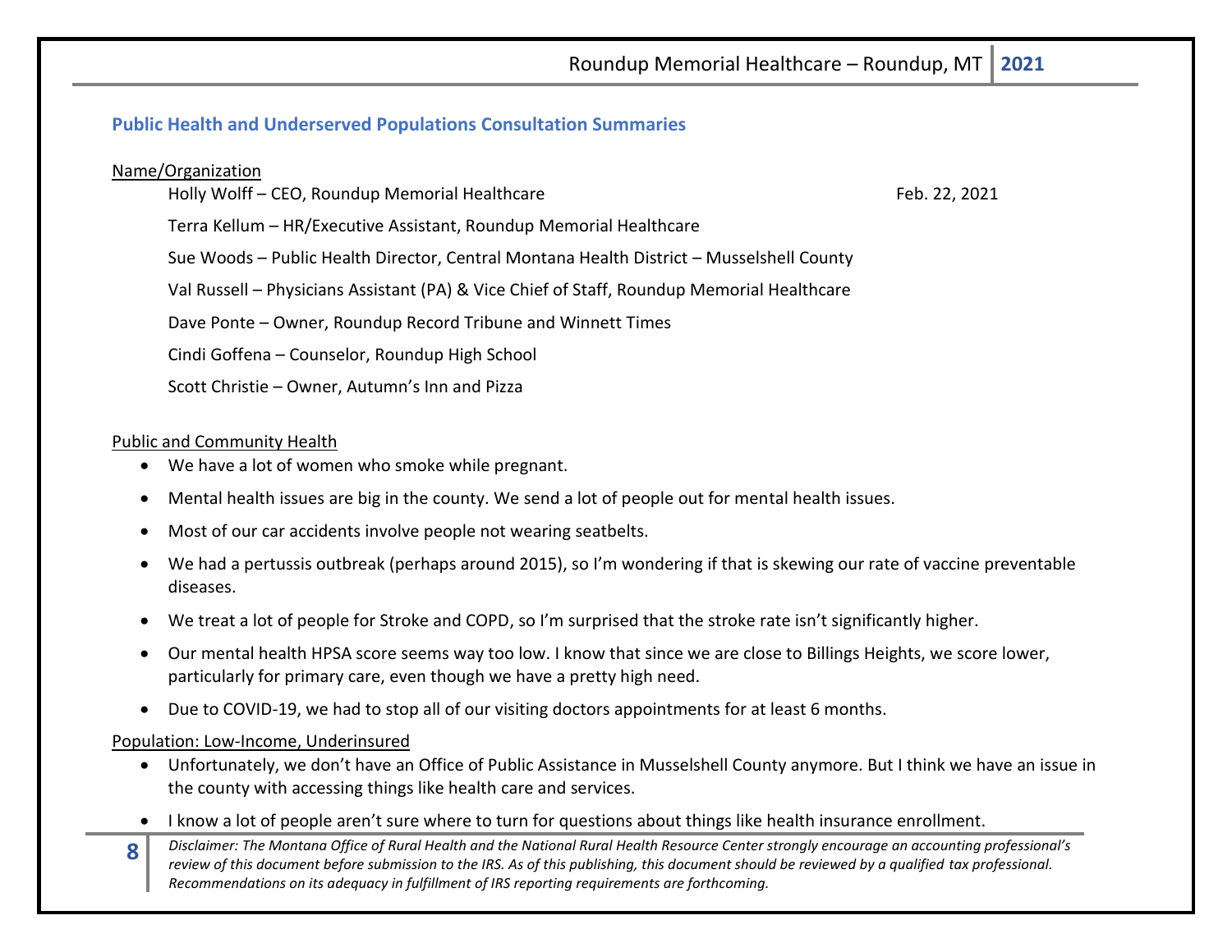### Public Health and Underserved Populations Consultation Summaries

Name/Organization

Holly Wolff – CEO, Roundup Memorial Healthcare — Feb. 22, 2021

Terra Kellum – HR/Executive Assistant, Roundup Memorial Healthcare

Sue Woods – Public Health Director, Central Montana Health District – Musselshell County

Val Russell – Physicians Assistant (PA) & Vice Chief of Staff, Roundup Memorial Healthcare

Dave Ponte – Owner, Roundup Record Tribune and Winnett Times

Cindi Goffena – Counselor, Roundup High School

Scott Christie – Owner, Autumn's Inn and Pizza

Public and Community Health

- We have a lot of women who smoke while pregnant.
- Mental health issues are big in the county. We send a lot of people out for mental health issues.
- Most of our car accidents involve people not wearing seatbelts.
- We had a pertussis outbreak (perhaps around 2015), so I'm wondering if that is skewing our rate of vaccine preventable diseases.
- We treat a lot of people for Stroke and COPD, so I'm surprised that the stroke rate isn't significantly higher.
- Our mental health HPSA score seems way too low. I know that since we are close to Billings Heights, we score lower, particularly for primary care, even though we have a pretty high need.
- Due to COVID-19, we had to stop all of our visiting doctors appointments for at least 6 months.

Population: Low-Income, Underinsured

- Unfortunately, we don't have an Office of Public Assistance in Musselshell County anymore. But I think we have an issue in the county with accessing things like health care and services.
- I know a lot of people aren't sure where to turn for questions about things like health insurance enrollment.

*Disclaimer: The Montana Office of Rural Health and the National Rural Health Resource Center strongly encourage an accounting professional's review of this document before submission to the IRS. As of this publishing, this document should be reviewed by a qualified tax professional. Recommendations on its adequacy in fulfillment of IRS reporting requirements are forthcoming.*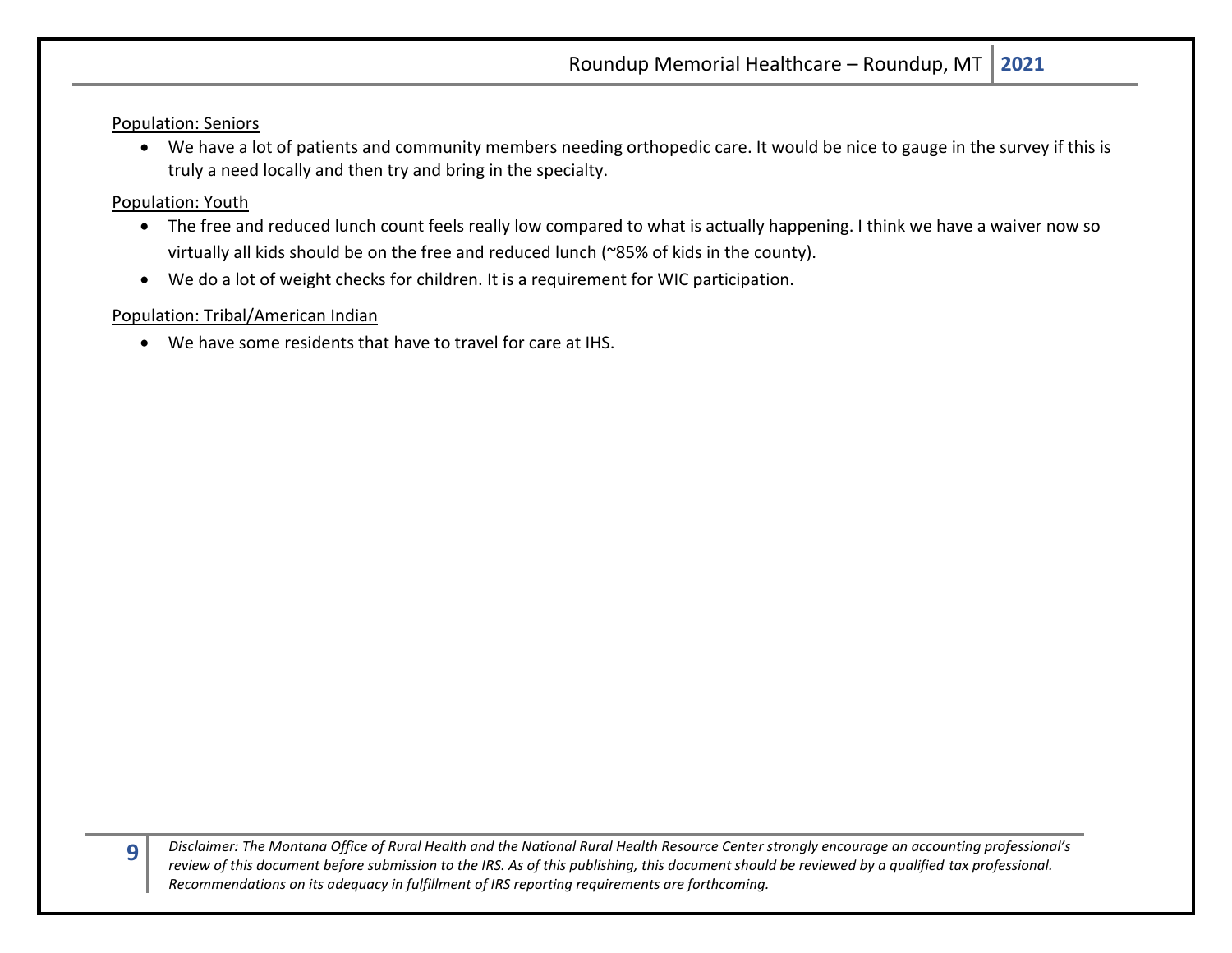Population: Seniors

- We have a lot of patients and community members needing orthopedic care. It would be nice to gauge in the survey if this is truly a need locally and then try and bring in the specialty.

Population: Youth

- The free and reduced lunch count feels really low compared to what is actually happening. I think we have a waiver now so virtually all kids should be on the free and reduced lunch (~85% of kids in the county).
- We do a lot of weight checks for children. It is a requirement for WIC participation.

Population: Tribal/American Indian

- We have some residents that have to travel for care at IHS.

*Disclaimer: The Montana Office of Rural Health and the National Rural Health Resource Center strongly encourage an accounting professional's review of this document before submission to the IRS. As of this publishing, this document should be reviewed by a qualified tax professional. Recommendations on its adequacy in fulfillment of IRS reporting requirements are forthcoming.*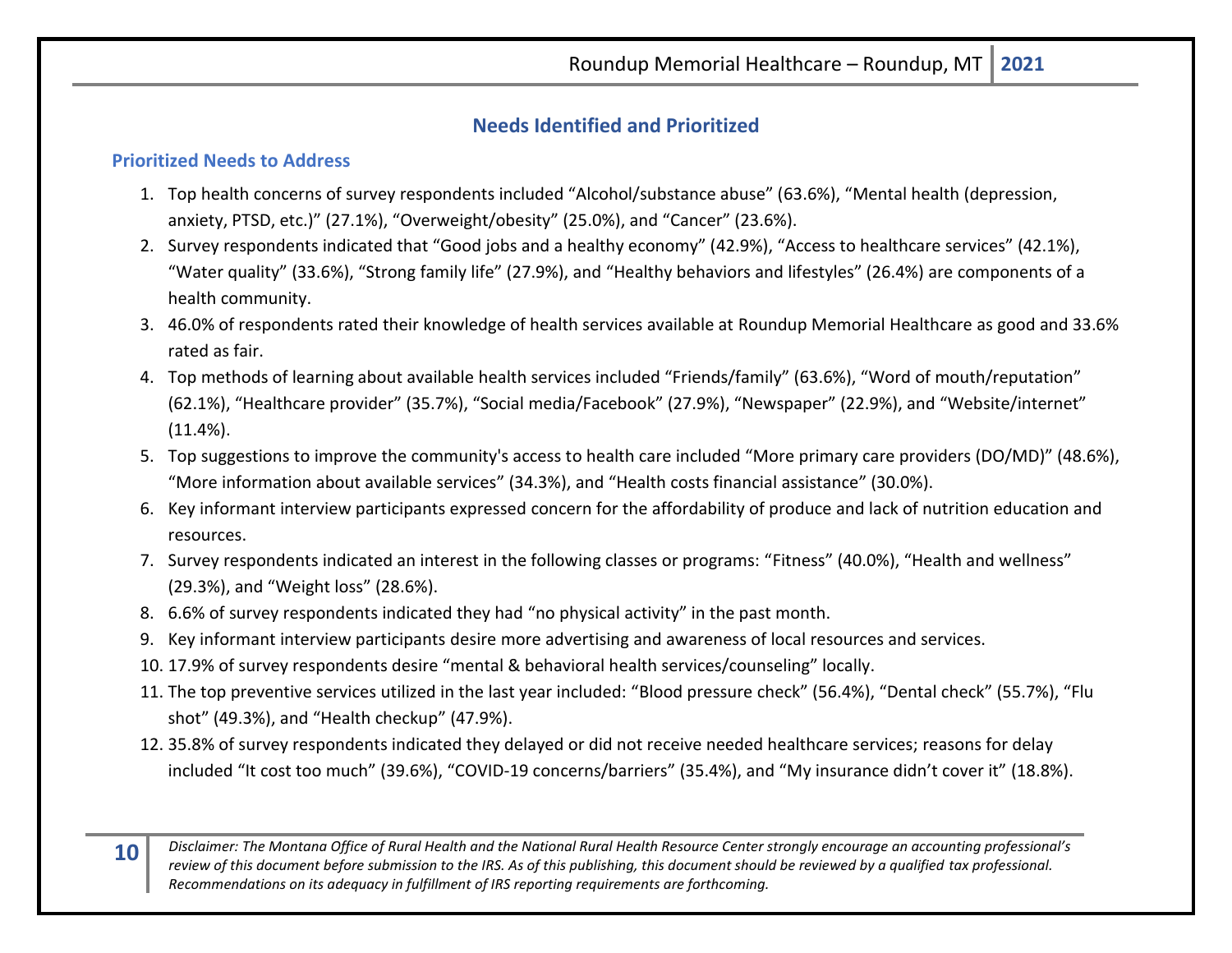## Needs Identified and Prioritized

### Prioritized Needs to Address

1. Top health concerns of survey respondents included “Alcohol/substance abuse” (63.6%), “Mental health (depression, anxiety, PTSD, etc.)” (27.1%), “Overweight/obesity” (25.0%), and “Cancer” (23.6%).
2. Survey respondents indicated that “Good jobs and a healthy economy” (42.9%), “Access to healthcare services” (42.1%), “Water quality” (33.6%), “Strong family life” (27.9%), and “Healthy behaviors and lifestyles” (26.4%) are components of a health community.
3. 46.0% of respondents rated their knowledge of health services available at Roundup Memorial Healthcare as good and 33.6% rated as fair.
4. Top methods of learning about available health services included “Friends/family” (63.6%), “Word of mouth/reputation” (62.1%), “Healthcare provider” (35.7%), “Social media/Facebook” (27.9%), “Newspaper” (22.9%), and “Website/internet” (11.4%).
5. Top suggestions to improve the community's access to health care included “More primary care providers (DO/MD)” (48.6%), “More information about available services” (34.3%), and “Health costs financial assistance” (30.0%).
6. Key informant interview participants expressed concern for the affordability of produce and lack of nutrition education and resources.
7. Survey respondents indicated an interest in the following classes or programs: “Fitness” (40.0%), “Health and wellness” (29.3%), and “Weight loss” (28.6%).
8. 6.6% of survey respondents indicated they had “no physical activity” in the past month.
9. Key informant interview participants desire more advertising and awareness of local resources and services.
10. 17.9% of survey respondents desire “mental & behavioral health services/counseling” locally.
11. The top preventive services utilized in the last year included: “Blood pressure check” (56.4%), “Dental check” (55.7%), “Flu shot” (49.3%), and “Health checkup” (47.9%).
12. 35.8% of survey respondents indicated they delayed or did not receive needed healthcare services; reasons for delay included “It cost too much” (39.6%), “COVID-19 concerns/barriers” (35.4%), and “My insurance didn’t cover it” (18.8%).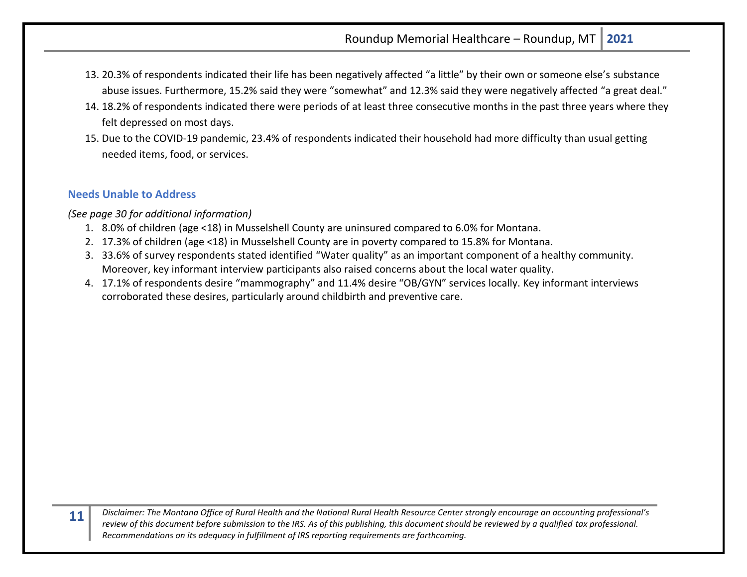13. 20.3% of respondents indicated their life has been negatively affected "a little" by their own or someone else's substance abuse issues. Furthermore, 15.2% said they were "somewhat" and 12.3% said they were negatively affected "a great deal."
14. 18.2% of respondents indicated there were periods of at least three consecutive months in the past three years where they felt depressed on most days.
15. Due to the COVID-19 pandemic, 23.4% of respondents indicated their household had more difficulty than usual getting needed items, food, or services.

### Needs Unable to Address

*(See page 30 for additional information)*

1. 8.0% of children (age <18) in Musselshell County are uninsured compared to 6.0% for Montana.
2. 17.3% of children (age <18) in Musselshell County are in poverty compared to 15.8% for Montana.
3. 33.6% of survey respondents stated identified "Water quality" as an important component of a healthy community. Moreover, key informant interview participants also raised concerns about the local water quality.
4. 17.1% of respondents desire "mammography" and 11.4% desire "OB/GYN" services locally. Key informant interviews corroborated these desires, particularly around childbirth and preventive care.

*Disclaimer: The Montana Office of Rural Health and the National Rural Health Resource Center strongly encourage an accounting professional's review of this document before submission to the IRS. As of this publishing, this document should be reviewed by a qualified tax professional. Recommendations on its adequacy in fulfillment of IRS reporting requirements are forthcoming.*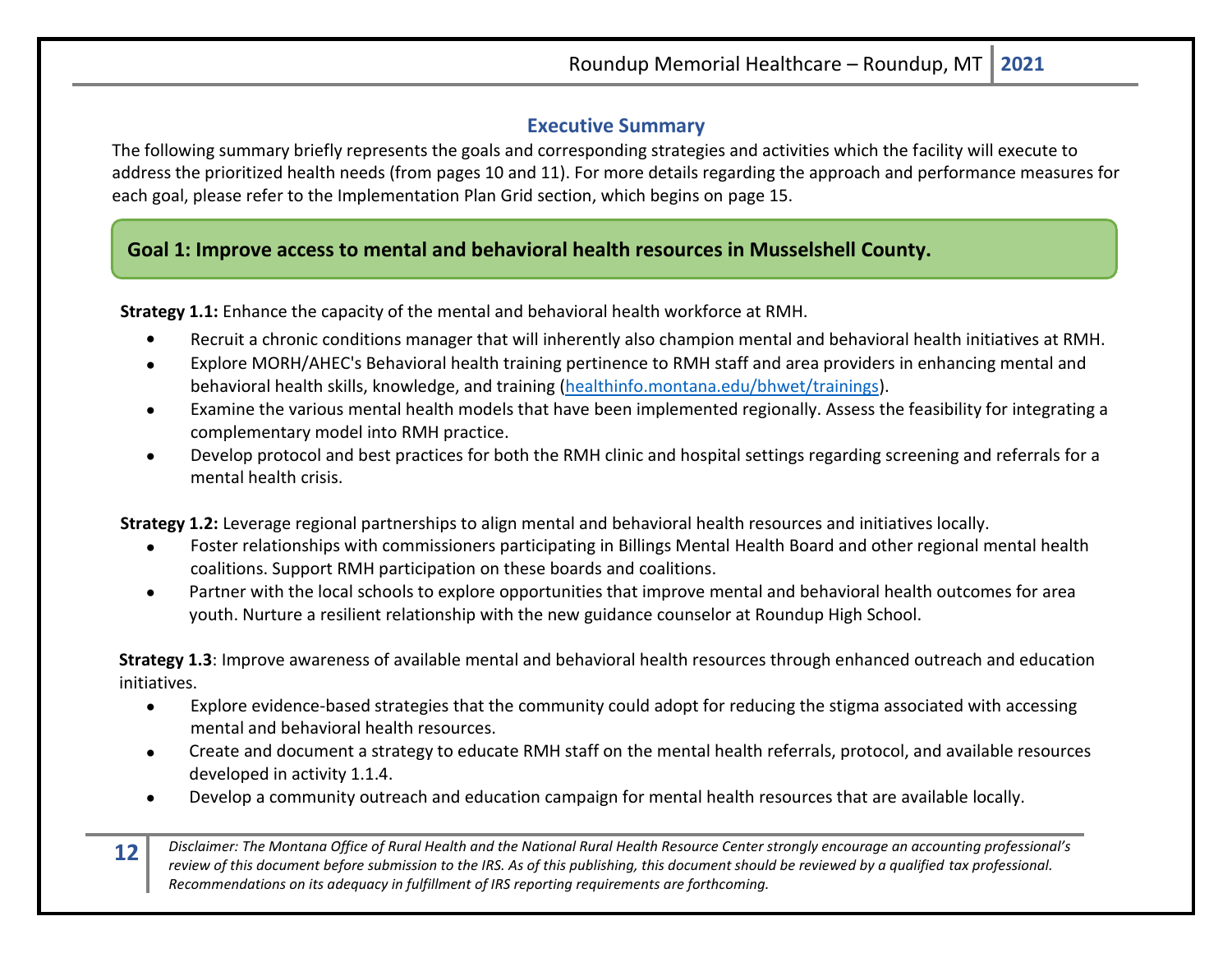## Executive Summary

The following summary briefly represents the goals and corresponding strategies and activities which the facility will execute to address the prioritized health needs (from pages 10 and 11). For more details regarding the approach and performance measures for each goal, please refer to the Implementation Plan Grid section, which begins on page 15.

### Goal 1: Improve access to mental and behavioral health resources in Musselshell County.

**Strategy 1.1:** Enhance the capacity of the mental and behavioral health workforce at RMH.

- Recruit a chronic conditions manager that will inherently also champion mental and behavioral health initiatives at RMH.
- Explore MORH/AHEC's Behavioral health training pertinence to RMH staff and area providers in enhancing mental and behavioral health skills, knowledge, and training (healthinfo.montana.edu/bhwet/trainings).
- Examine the various mental health models that have been implemented regionally. Assess the feasibility for integrating a complementary model into RMH practice.
- Develop protocol and best practices for both the RMH clinic and hospital settings regarding screening and referrals for a mental health crisis.

**Strategy 1.2:** Leverage regional partnerships to align mental and behavioral health resources and initiatives locally.

- Foster relationships with commissioners participating in Billings Mental Health Board and other regional mental health coalitions. Support RMH participation on these boards and coalitions.
- Partner with the local schools to explore opportunities that improve mental and behavioral health outcomes for area youth. Nurture a resilient relationship with the new guidance counselor at Roundup High School.

**Strategy 1.3**: Improve awareness of available mental and behavioral health resources through enhanced outreach and education initiatives.

- Explore evidence-based strategies that the community could adopt for reducing the stigma associated with accessing mental and behavioral health resources.
- Create and document a strategy to educate RMH staff on the mental health referrals, protocol, and available resources developed in activity 1.1.4.
- Develop a community outreach and education campaign for mental health resources that are available locally.

*Disclaimer: The Montana Office of Rural Health and the National Rural Health Resource Center strongly encourage an accounting professional's review of this document before submission to the IRS. As of this publishing, this document should be reviewed by a qualified tax professional. Recommendations on its adequacy in fulfillment of IRS reporting requirements are forthcoming.*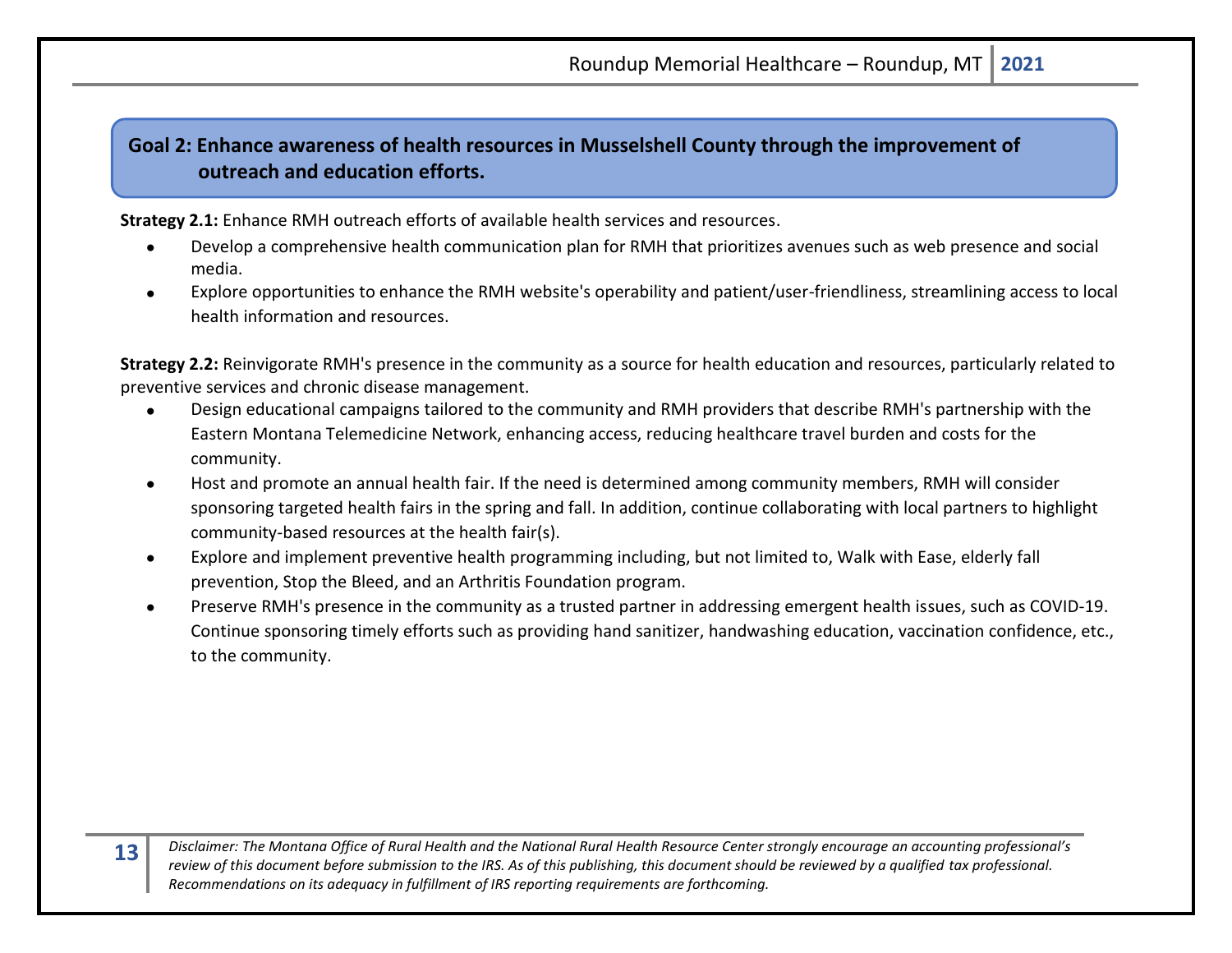## Goal 2: Enhance awareness of health resources in Musselshell County through the improvement of outreach and education efforts.

**Strategy 2.1:** Enhance RMH outreach efforts of available health services and resources.

- Develop a comprehensive health communication plan for RMH that prioritizes avenues such as web presence and social media.
- Explore opportunities to enhance the RMH website's operability and patient/user-friendliness, streamlining access to local health information and resources.

**Strategy 2.2:** Reinvigorate RMH's presence in the community as a source for health education and resources, particularly related to preventive services and chronic disease management.

- Design educational campaigns tailored to the community and RMH providers that describe RMH's partnership with the Eastern Montana Telemedicine Network, enhancing access, reducing healthcare travel burden and costs for the community.
- Host and promote an annual health fair. If the need is determined among community members, RMH will consider sponsoring targeted health fairs in the spring and fall. In addition, continue collaborating with local partners to highlight community-based resources at the health fair(s).
- Explore and implement preventive health programming including, but not limited to, Walk with Ease, elderly fall prevention, Stop the Bleed, and an Arthritis Foundation program.
- Preserve RMH's presence in the community as a trusted partner in addressing emergent health issues, such as COVID-19. Continue sponsoring timely efforts such as providing hand sanitizer, handwashing education, vaccination confidence, etc., to the community.

*Disclaimer: The Montana Office of Rural Health and the National Rural Health Resource Center strongly encourage an accounting professional's review of this document before submission to the IRS. As of this publishing, this document should be reviewed by a qualified tax professional. Recommendations on its adequacy in fulfillment of IRS reporting requirements are forthcoming.*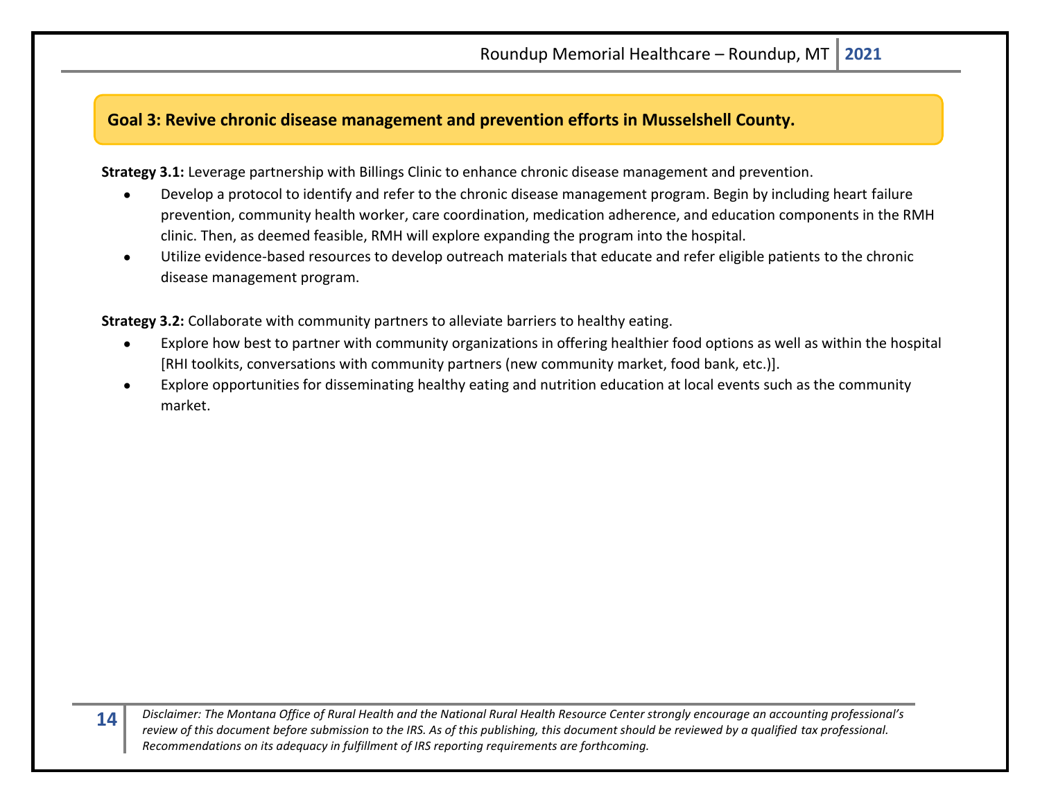## Goal 3: Revive chronic disease management and prevention efforts in Musselshell County.

**Strategy 3.1:** Leverage partnership with Billings Clinic to enhance chronic disease management and prevention.

- Develop a protocol to identify and refer to the chronic disease management program. Begin by including heart failure prevention, community health worker, care coordination, medication adherence, and education components in the RMH clinic. Then, as deemed feasible, RMH will explore expanding the program into the hospital.
- Utilize evidence-based resources to develop outreach materials that educate and refer eligible patients to the chronic disease management program.

**Strategy 3.2:** Collaborate with community partners to alleviate barriers to healthy eating.

- Explore how best to partner with community organizations in offering healthier food options as well as within the hospital [RHI toolkits, conversations with community partners (new community market, food bank, etc.)].
- Explore opportunities for disseminating healthy eating and nutrition education at local events such as the community market.

*Disclaimer: The Montana Office of Rural Health and the National Rural Health Resource Center strongly encourage an accounting professional's review of this document before submission to the IRS. As of this publishing, this document should be reviewed by a qualified tax professional. Recommendations on its adequacy in fulfillment of IRS reporting requirements are forthcoming.*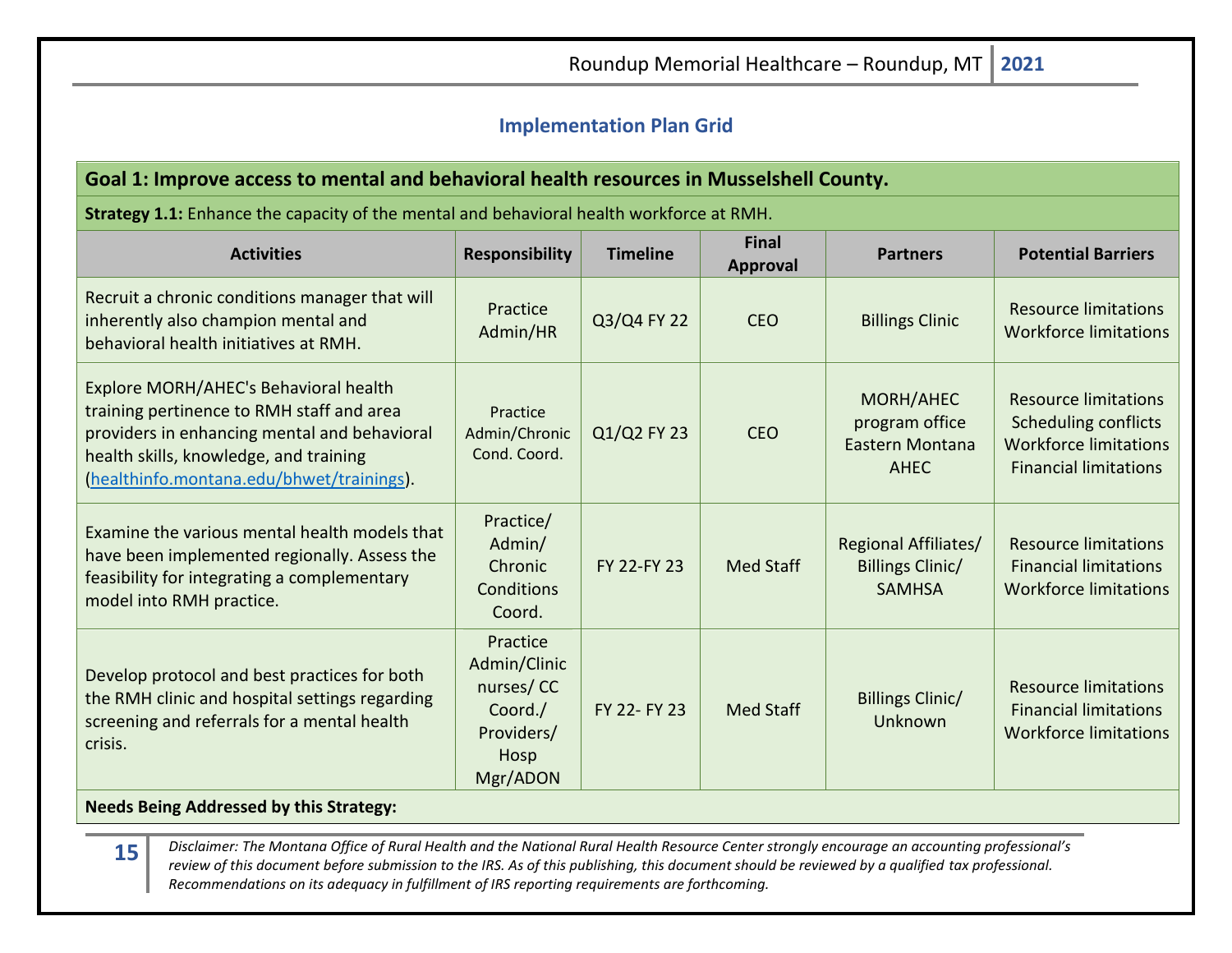## Implementation Plan Grid

| Goal 1: Improve access to mental and behavioral health resources in Musselshell County. | | | | | |
|---|---|---|---|---|---|
| **Strategy 1.1:** Enhance the capacity of the mental and behavioral health workforce at RMH. | | | | | |
| **Activities** | **Responsibility** | **Timeline** | **Final Approval** | **Partners** | **Potential Barriers** |
| Recruit a chronic conditions manager that will inherently also champion mental and behavioral health initiatives at RMH. | Practice Admin/HR | Q3/Q4 FY 22 | CEO | Billings Clinic | Resource limitations Workforce limitations |
| Explore MORH/AHEC's Behavioral health training pertinence to RMH staff and area providers in enhancing mental and behavioral health skills, knowledge, and training (healthinfo.montana.edu/bhwet/trainings). | Practice Admin/Chronic Cond. Coord. | Q1/Q2 FY 23 | CEO | MORH/AHEC program office Eastern Montana AHEC | Resource limitations Scheduling conflicts Workforce limitations Financial limitations |
| Examine the various mental health models that have been implemented regionally. Assess the feasibility for integrating a complementary model into RMH practice. | Practice/ Admin/ Chronic Conditions Coord. | FY 22-FY 23 | Med Staff | Regional Affiliates/ Billings Clinic/ SAMHSA | Resource limitations Financial limitations Workforce limitations |
| Develop protocol and best practices for both the RMH clinic and hospital settings regarding screening and referrals for a mental health crisis. | Practice Admin/Clinic nurses/ CC Coord./ Providers/ Hosp Mgr/ADON | FY 22- FY 23 | Med Staff | Billings Clinic/ Unknown | Resource limitations Financial limitations Workforce limitations |
| **Needs Being Addressed by this Strategy:** | | | | | |

*Disclaimer: The Montana Office of Rural Health and the National Rural Health Resource Center strongly encourage an accounting professional's review of this document before submission to the IRS. As of this publishing, this document should be reviewed by a qualified tax professional. Recommendations on its adequacy in fulfillment of IRS reporting requirements are forthcoming.*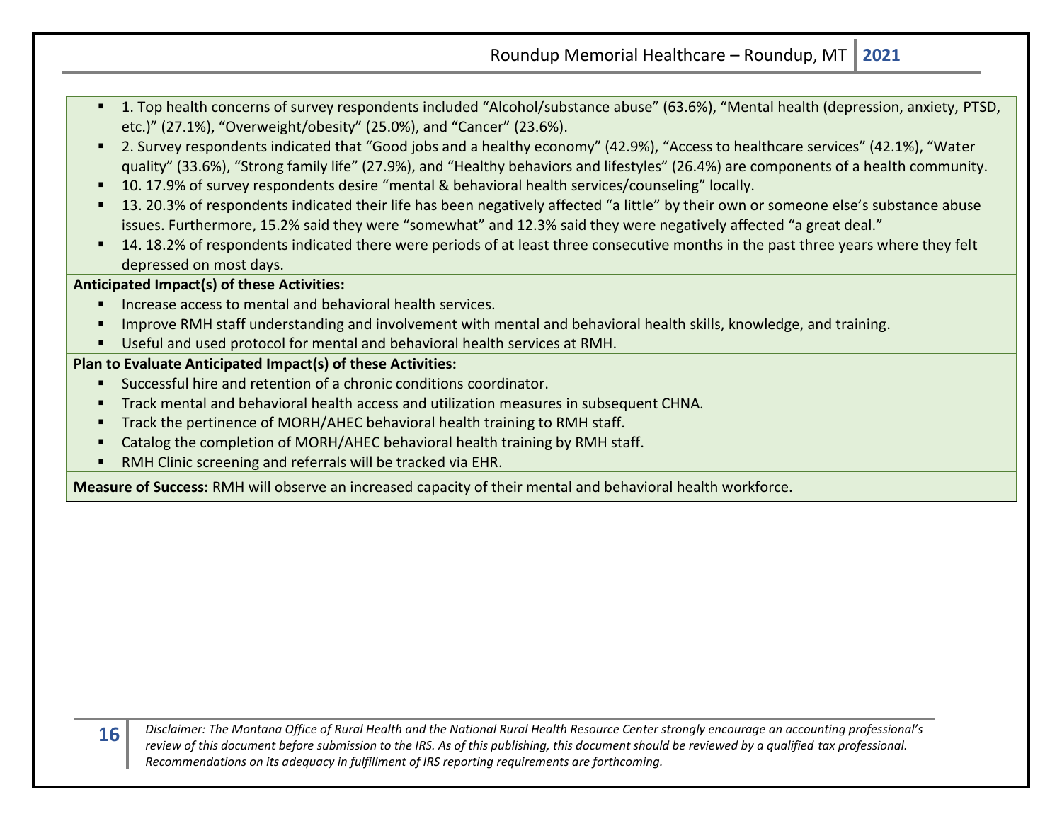- 1. Top health concerns of survey respondents included "Alcohol/substance abuse" (63.6%), "Mental health (depression, anxiety, PTSD, etc.)" (27.1%), "Overweight/obesity" (25.0%), and "Cancer" (23.6%).
- 2. Survey respondents indicated that "Good jobs and a healthy economy" (42.9%), "Access to healthcare services" (42.1%), "Water quality" (33.6%), "Strong family life" (27.9%), and "Healthy behaviors and lifestyles" (26.4%) are components of a health community.
- 10. 17.9% of survey respondents desire "mental & behavioral health services/counseling" locally.
- 13. 20.3% of respondents indicated their life has been negatively affected "a little" by their own or someone else's substance abuse issues. Furthermore, 15.2% said they were "somewhat" and 12.3% said they were negatively affected "a great deal."
- 14. 18.2% of respondents indicated there were periods of at least three consecutive months in the past three years where they felt depressed on most days.

**Anticipated Impact(s) of these Activities:**

- Increase access to mental and behavioral health services.
- Improve RMH staff understanding and involvement with mental and behavioral health skills, knowledge, and training.
- Useful and used protocol for mental and behavioral health services at RMH.

**Plan to Evaluate Anticipated Impact(s) of these Activities:**

- Successful hire and retention of a chronic conditions coordinator.
- Track mental and behavioral health access and utilization measures in subsequent CHNA.
- Track the pertinence of MORH/AHEC behavioral health training to RMH staff.
- Catalog the completion of MORH/AHEC behavioral health training by RMH staff.
- RMH Clinic screening and referrals will be tracked via EHR.

**Measure of Success:** RMH will observe an increased capacity of their mental and behavioral health workforce.

*Disclaimer: The Montana Office of Rural Health and the National Rural Health Resource Center strongly encourage an accounting professional's review of this document before submission to the IRS. As of this publishing, this document should be reviewed by a qualified tax professional. Recommendations on its adequacy in fulfillment of IRS reporting requirements are forthcoming.*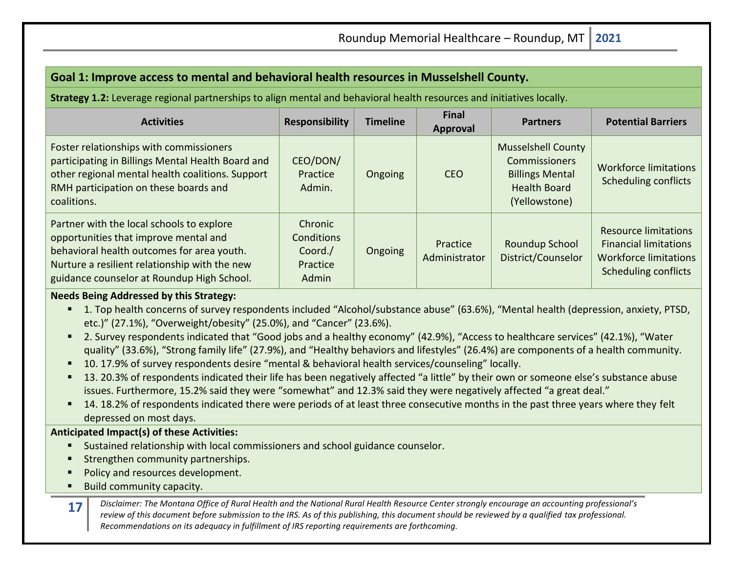## Goal 1: Improve access to mental and behavioral health resources in Musselshell County.

**Strategy 1.2:** Leverage regional partnerships to align mental and behavioral health resources and initiatives locally.

| Activities | Responsibility | Timeline | Final Approval | Partners | Potential Barriers |
|---|---|---|---|---|---|
| Foster relationships with commissioners participating in Billings Mental Health Board and other regional mental health coalitions. Support RMH participation on these boards and coalitions. | CEO/DON/ Practice Admin. | Ongoing | CEO | Musselshell County Commissioners Billings Mental Health Board (Yellowstone) | Workforce limitations Scheduling conflicts |
| Partner with the local schools to explore opportunities that improve mental and behavioral health outcomes for area youth. Nurture a resilient relationship with the new guidance counselor at Roundup High School. | Chronic Conditions Coord./ Practice Admin | Ongoing | Practice Administrator | Roundup School District/Counselor | Resource limitations Financial limitations Workforce limitations Scheduling conflicts |

**Needs Being Addressed by this Strategy:**

- 1. Top health concerns of survey respondents included "Alcohol/substance abuse" (63.6%), "Mental health (depression, anxiety, PTSD, etc.)" (27.1%), "Overweight/obesity" (25.0%), and "Cancer" (23.6%).
- 2. Survey respondents indicated that "Good jobs and a healthy economy" (42.9%), "Access to healthcare services" (42.1%), "Water quality" (33.6%), "Strong family life" (27.9%), and "Healthy behaviors and lifestyles" (26.4%) are components of a health community.
- 10. 17.9% of survey respondents desire "mental & behavioral health services/counseling" locally.
- 13. 20.3% of respondents indicated their life has been negatively affected "a little" by their own or someone else's substance abuse issues. Furthermore, 15.2% said they were "somewhat" and 12.3% said they were negatively affected "a great deal."
- 14. 18.2% of respondents indicated there were periods of at least three consecutive months in the past three years where they felt depressed on most days.

**Anticipated Impact(s) of these Activities:**

- Sustained relationship with local commissioners and school guidance counselor.
- Strengthen community partnerships.
- Policy and resources development.
- Build community capacity.

*Disclaimer: The Montana Office of Rural Health and the National Rural Health Resource Center strongly encourage an accounting professional's review of this document before submission to the IRS. As of this publishing, this document should be reviewed by a qualified tax professional. Recommendations on its adequacy in fulfillment of IRS reporting requirements are forthcoming.*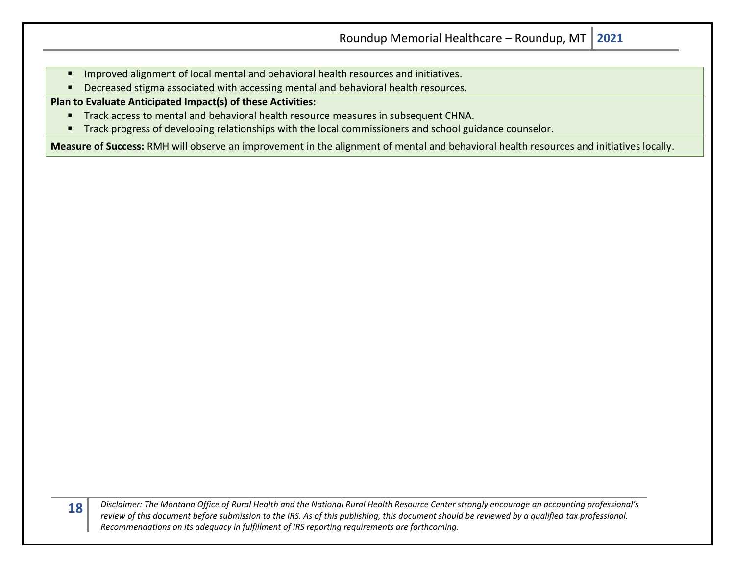- Improved alignment of local mental and behavioral health resources and initiatives.
- Decreased stigma associated with accessing mental and behavioral health resources.

**Plan to Evaluate Anticipated Impact(s) of these Activities:**

- Track access to mental and behavioral health resource measures in subsequent CHNA.
- Track progress of developing relationships with the local commissioners and school guidance counselor.

**Measure of Success:** RMH will observe an improvement in the alignment of mental and behavioral health resources and initiatives locally.

*Disclaimer: The Montana Office of Rural Health and the National Rural Health Resource Center strongly encourage an accounting professional's review of this document before submission to the IRS. As of this publishing, this document should be reviewed by a qualified tax professional. Recommendations on its adequacy in fulfillment of IRS reporting requirements are forthcoming.*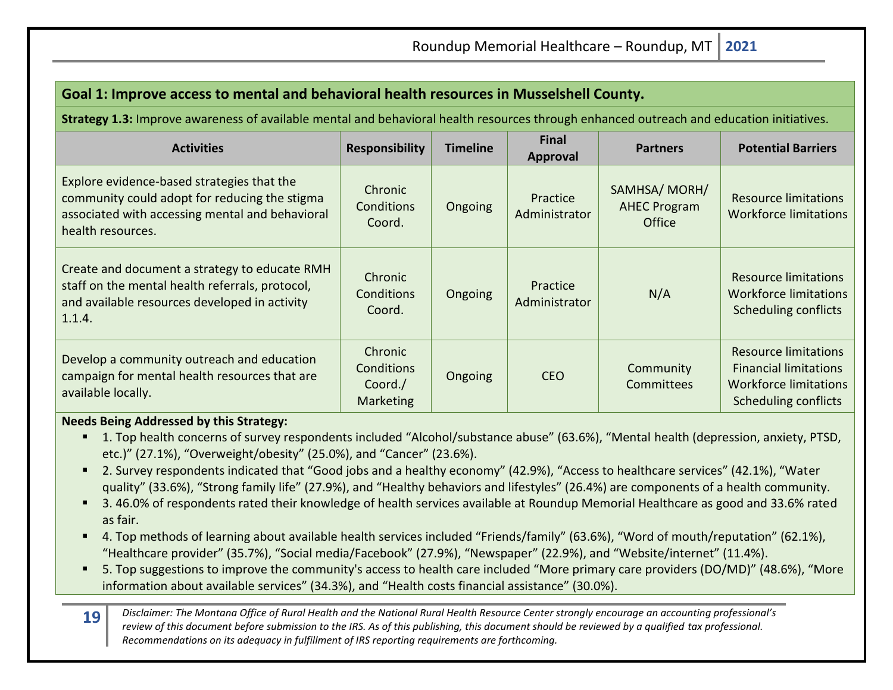**Goal 1: Improve access to mental and behavioral health resources in Musselshell County.**

**Strategy 1.3:** Improve awareness of available mental and behavioral health resources through enhanced outreach and education initiatives.

| Activities | Responsibility | Timeline | Final Approval | Partners | Potential Barriers |
|---|---|---|---|---|---|
| Explore evidence-based strategies that the community could adopt for reducing the stigma associated with accessing mental and behavioral health resources. | Chronic Conditions Coord. | Ongoing | Practice Administrator | SAMHSA/ MORH/ AHEC Program Office | Resource limitations<br>Workforce limitations |
| Create and document a strategy to educate RMH staff on the mental health referrals, protocol, and available resources developed in activity 1.1.4. | Chronic Conditions Coord. | Ongoing | Practice Administrator | N/A | Resource limitations<br>Workforce limitations<br>Scheduling conflicts |
| Develop a community outreach and education campaign for mental health resources that are available locally. | Chronic Conditions Coord./ Marketing | Ongoing | CEO | Community Committees | Resource limitations<br>Financial limitations<br>Workforce limitations<br>Scheduling conflicts |

**Needs Being Addressed by this Strategy:**

- 1. Top health concerns of survey respondents included “Alcohol/substance abuse” (63.6%), “Mental health (depression, anxiety, PTSD, etc.)” (27.1%), “Overweight/obesity” (25.0%), and “Cancer” (23.6%).
- 2. Survey respondents indicated that “Good jobs and a healthy economy” (42.9%), “Access to healthcare services” (42.1%), “Water quality” (33.6%), “Strong family life” (27.9%), and “Healthy behaviors and lifestyles” (26.4%) are components of a health community.
- 3. 46.0% of respondents rated their knowledge of health services available at Roundup Memorial Healthcare as good and 33.6% rated as fair.
- 4. Top methods of learning about available health services included “Friends/family” (63.6%), “Word of mouth/reputation” (62.1%), “Healthcare provider” (35.7%), “Social media/Facebook” (27.9%), “Newspaper” (22.9%), and “Website/internet” (11.4%).
- 5. Top suggestions to improve the community's access to health care included “More primary care providers (DO/MD)” (48.6%), “More information about available services” (34.3%), and “Health costs financial assistance” (30.0%).

*Disclaimer: The Montana Office of Rural Health and the National Rural Health Resource Center strongly encourage an accounting professional’s review of this document before submission to the IRS. As of this publishing, this document should be reviewed by a qualified tax professional. Recommendations on its adequacy in fulfillment of IRS reporting requirements are forthcoming.*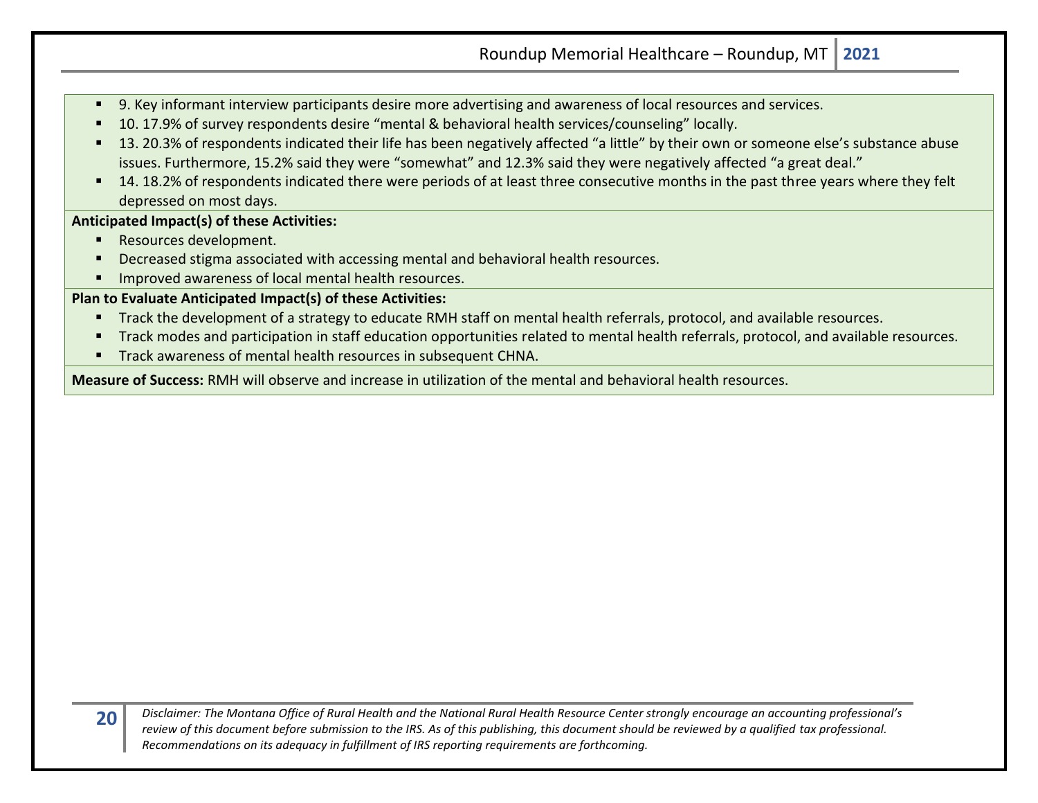- 9. Key informant interview participants desire more advertising and awareness of local resources and services.
- 10. 17.9% of survey respondents desire "mental & behavioral health services/counseling" locally.
- 13. 20.3% of respondents indicated their life has been negatively affected "a little" by their own or someone else's substance abuse issues. Furthermore, 15.2% said they were "somewhat" and 12.3% said they were negatively affected "a great deal."
- 14. 18.2% of respondents indicated there were periods of at least three consecutive months in the past three years where they felt depressed on most days.

**Anticipated Impact(s) of these Activities:**

- Resources development.
- Decreased stigma associated with accessing mental and behavioral health resources.
- Improved awareness of local mental health resources.

**Plan to Evaluate Anticipated Impact(s) of these Activities:**

- Track the development of a strategy to educate RMH staff on mental health referrals, protocol, and available resources.
- Track modes and participation in staff education opportunities related to mental health referrals, protocol, and available resources.
- Track awareness of mental health resources in subsequent CHNA.

**Measure of Success:** RMH will observe and increase in utilization of the mental and behavioral health resources.

*Disclaimer: The Montana Office of Rural Health and the National Rural Health Resource Center strongly encourage an accounting professional's review of this document before submission to the IRS. As of this publishing, this document should be reviewed by a qualified tax professional. Recommendations on its adequacy in fulfillment of IRS reporting requirements are forthcoming.*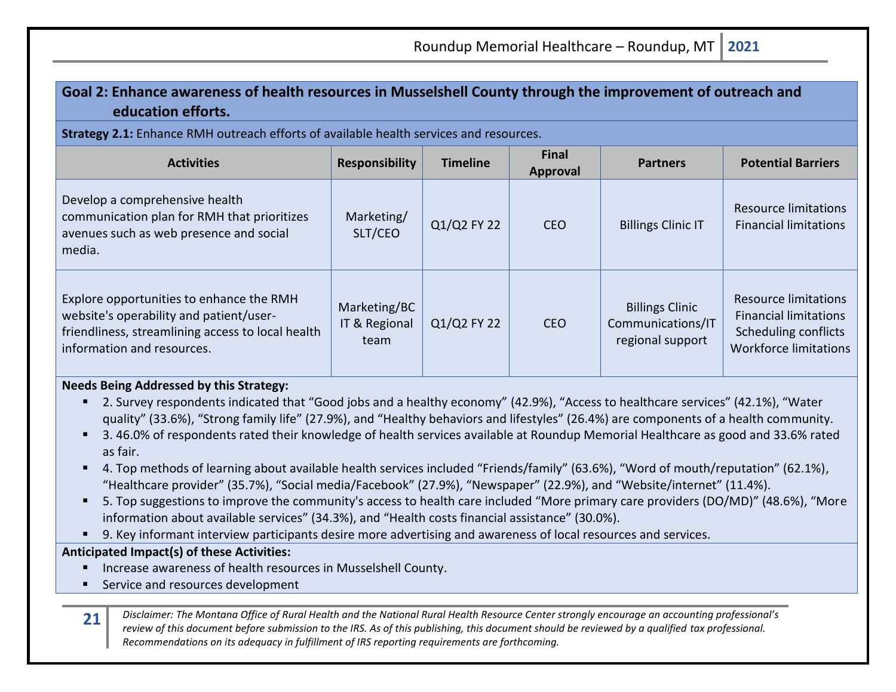**Goal 2: Enhance awareness of health resources in Musselshell County through the improvement of outreach and education efforts.**

**Strategy 2.1:** Enhance RMH outreach efforts of available health services and resources.

| Activities | Responsibility | Timeline | Final Approval | Partners | Potential Barriers |
|---|---|---|---|---|---|
| Develop a comprehensive health communication plan for RMH that prioritizes avenues such as web presence and social media. | Marketing/ SLT/CEO | Q1/Q2 FY 22 | CEO | Billings Clinic IT | Resource limitations<br>Financial limitations |
| Explore opportunities to enhance the RMH website's operability and patient/user-friendliness, streamlining access to local health information and resources. | Marketing/BC IT & Regional team | Q1/Q2 FY 22 | CEO | Billings Clinic Communications/IT regional support | Resource limitations<br>Financial limitations<br>Scheduling conflicts<br>Workforce limitations |

**Needs Being Addressed by this Strategy:**

- 2. Survey respondents indicated that "Good jobs and a healthy economy" (42.9%), "Access to healthcare services" (42.1%), "Water quality" (33.6%), "Strong family life" (27.9%), and "Healthy behaviors and lifestyles" (26.4%) are components of a health community.
- 3. 46.0% of respondents rated their knowledge of health services available at Roundup Memorial Healthcare as good and 33.6% rated as fair.
- 4. Top methods of learning about available health services included "Friends/family" (63.6%), "Word of mouth/reputation" (62.1%), "Healthcare provider" (35.7%), "Social media/Facebook" (27.9%), "Newspaper" (22.9%), and "Website/internet" (11.4%).
- 5. Top suggestions to improve the community's access to health care included "More primary care providers (DO/MD)" (48.6%), "More information about available services" (34.3%), and "Health costs financial assistance" (30.0%).
- 9. Key informant interview participants desire more advertising and awareness of local resources and services.

**Anticipated Impact(s) of these Activities:**

- Increase awareness of health resources in Musselshell County.
- Service and resources development

*Disclaimer: The Montana Office of Rural Health and the National Rural Health Resource Center strongly encourage an accounting professional's review of this document before submission to the IRS. As of this publishing, this document should be reviewed by a qualified tax professional. Recommendations on its adequacy in fulfillment of IRS reporting requirements are forthcoming.*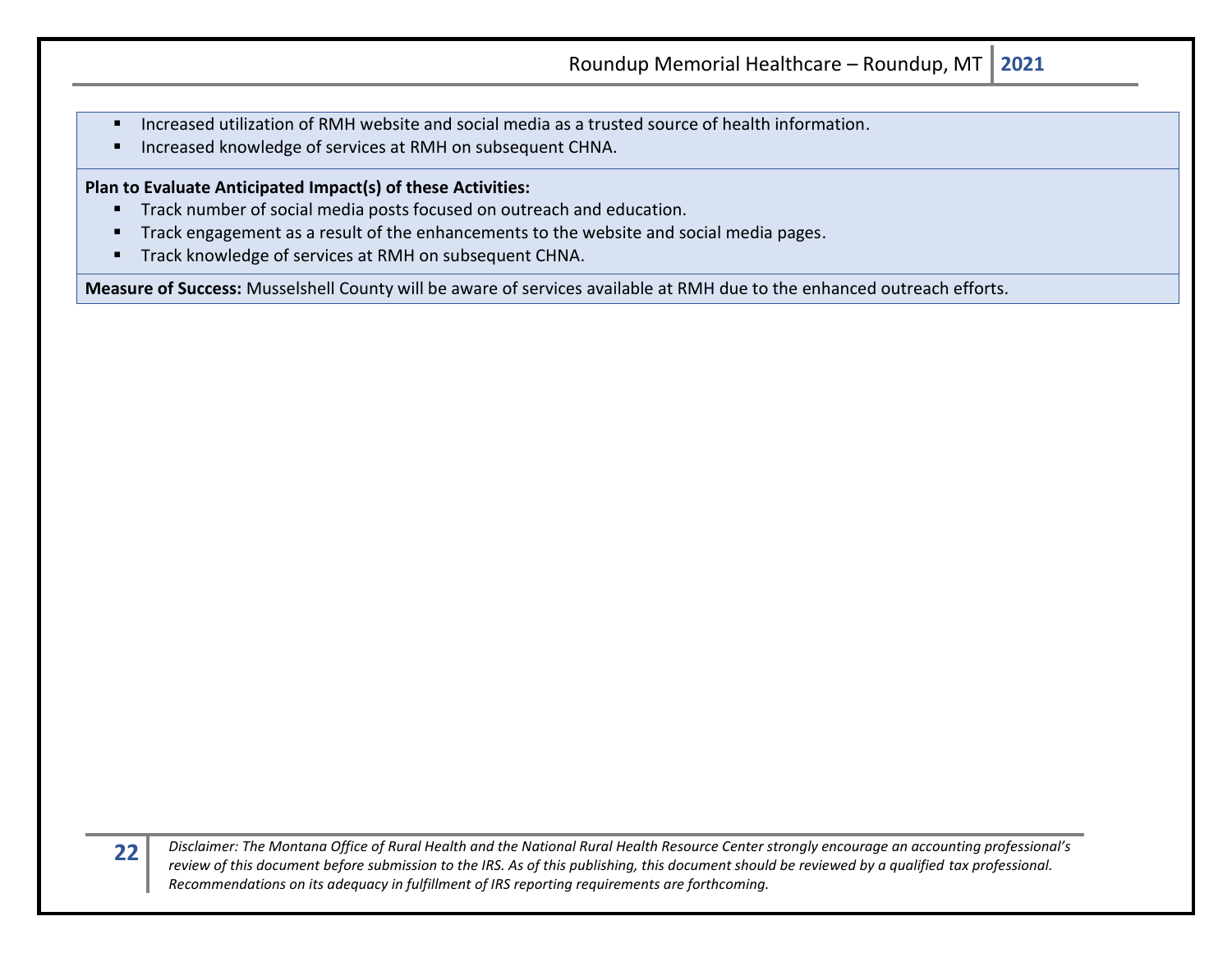- Increased utilization of RMH website and social media as a trusted source of health information.
- Increased knowledge of services at RMH on subsequent CHNA.

**Plan to Evaluate Anticipated Impact(s) of these Activities:**

- Track number of social media posts focused on outreach and education.
- Track engagement as a result of the enhancements to the website and social media pages.
- Track knowledge of services at RMH on subsequent CHNA.

**Measure of Success:** Musselshell County will be aware of services available at RMH due to the enhanced outreach efforts.

*Disclaimer: The Montana Office of Rural Health and the National Rural Health Resource Center strongly encourage an accounting professional's review of this document before submission to the IRS. As of this publishing, this document should be reviewed by a qualified tax professional. Recommendations on its adequacy in fulfillment of IRS reporting requirements are forthcoming.*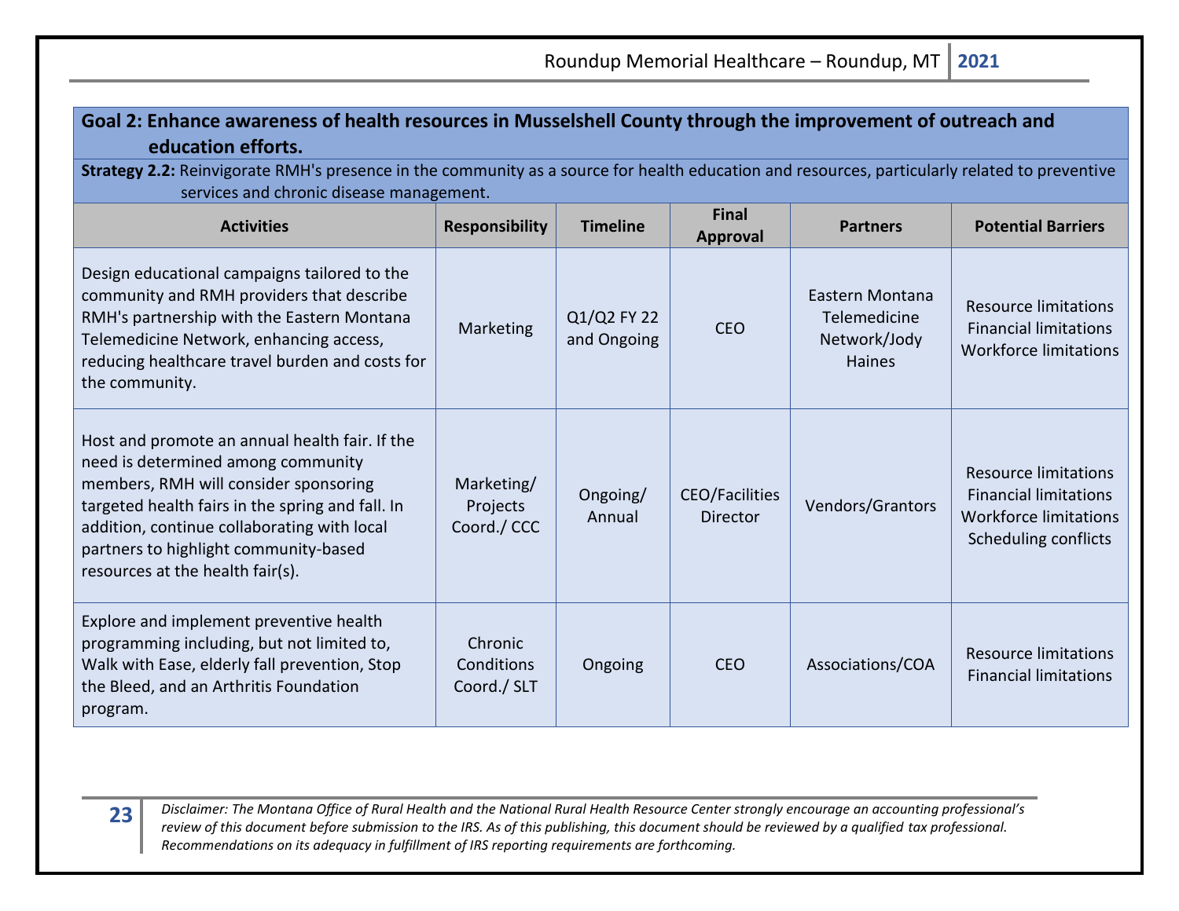**Goal 2: Enhance awareness of health resources in Musselshell County through the improvement of outreach and education efforts.**

**Strategy 2.2:** Reinvigorate RMH's presence in the community as a source for health education and resources, particularly related to preventive services and chronic disease management.

| Activities | Responsibility | Timeline | Final Approval | Partners | Potential Barriers |
|---|---|---|---|---|---|
| Design educational campaigns tailored to the community and RMH providers that describe RMH's partnership with the Eastern Montana Telemedicine Network, enhancing access, reducing healthcare travel burden and costs for the community. | Marketing | Q1/Q2 FY 22 and Ongoing | CEO | Eastern Montana Telemedicine Network/Jody Haines | Resource limitations<br>Financial limitations<br>Workforce limitations |
| Host and promote an annual health fair. If the need is determined among community members, RMH will consider sponsoring targeted health fairs in the spring and fall. In addition, continue collaborating with local partners to highlight community-based resources at the health fair(s). | Marketing/ Projects Coord./ CCC | Ongoing/ Annual | CEO/Facilities Director | Vendors/Grantors | Resource limitations<br>Financial limitations<br>Workforce limitations<br>Scheduling conflicts |
| Explore and implement preventive health programming including, but not limited to, Walk with Ease, elderly fall prevention, Stop the Bleed, and an Arthritis Foundation program. | Chronic Conditions Coord./ SLT | Ongoing | CEO | Associations/COA | Resource limitations<br>Financial limitations |

*Disclaimer: The Montana Office of Rural Health and the National Rural Health Resource Center strongly encourage an accounting professional's review of this document before submission to the IRS. As of this publishing, this document should be reviewed by a qualified tax professional. Recommendations on its adequacy in fulfillment of IRS reporting requirements are forthcoming.*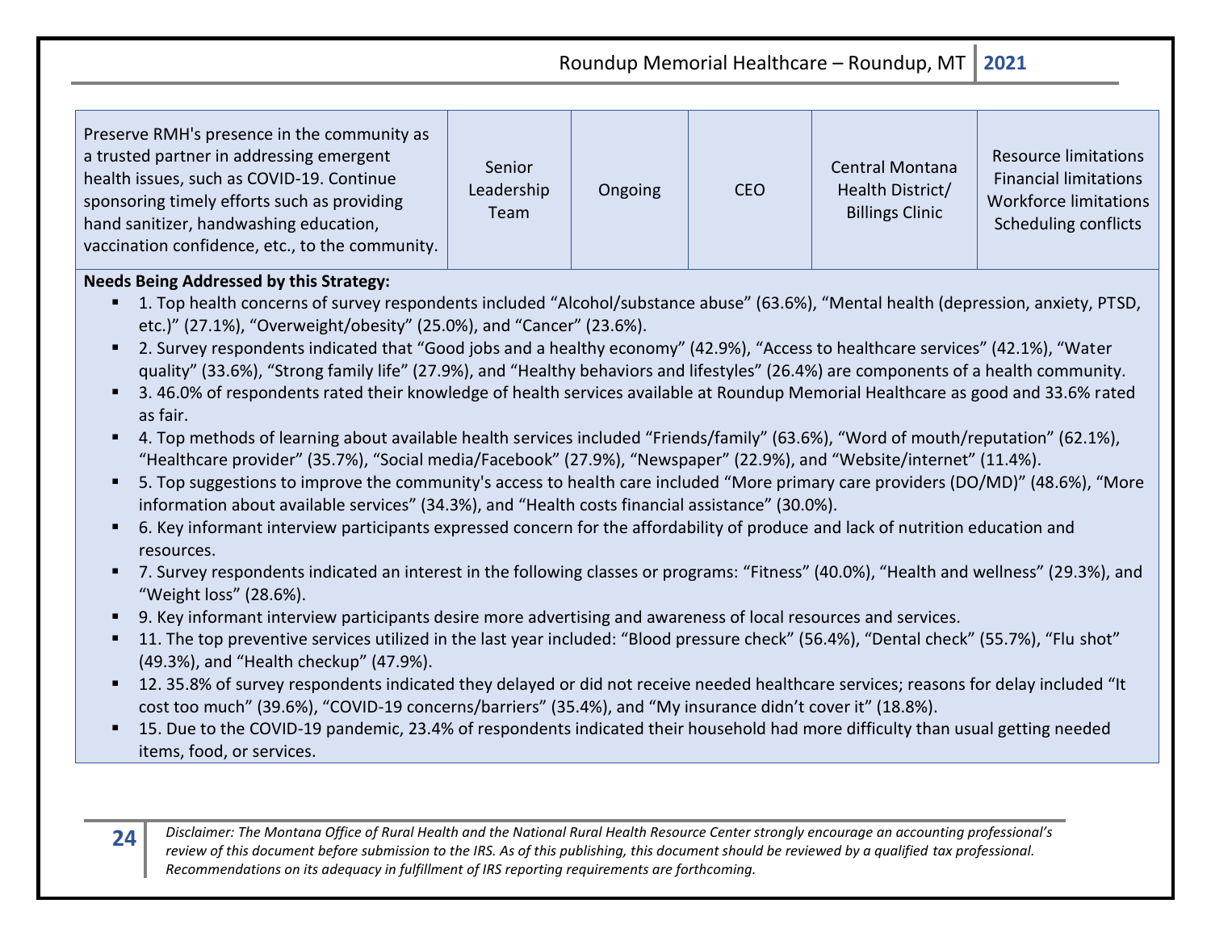| | | | | | |
|---|---|---|---|---|---|
| Preserve RMH's presence in the community as a trusted partner in addressing emergent health issues, such as COVID-19. Continue sponsoring timely efforts such as providing hand sanitizer, handwashing education, vaccination confidence, etc., to the community. | Senior Leadership Team | Ongoing | CEO | Central Montana Health District/ Billings Clinic | Resource limitations<br>Financial limitations<br>Workforce limitations<br>Scheduling conflicts |

**Needs Being Addressed by this Strategy:**

- 1. Top health concerns of survey respondents included “Alcohol/substance abuse” (63.6%), “Mental health (depression, anxiety, PTSD, etc.)” (27.1%), “Overweight/obesity” (25.0%), and “Cancer” (23.6%).
- 2. Survey respondents indicated that “Good jobs and a healthy economy” (42.9%), “Access to healthcare services” (42.1%), “Water quality” (33.6%), “Strong family life” (27.9%), and “Healthy behaviors and lifestyles” (26.4%) are components of a health community.
- 3. 46.0% of respondents rated their knowledge of health services available at Roundup Memorial Healthcare as good and 33.6% rated as fair.
- 4. Top methods of learning about available health services included “Friends/family” (63.6%), “Word of mouth/reputation” (62.1%), “Healthcare provider” (35.7%), “Social media/Facebook” (27.9%), “Newspaper” (22.9%), and “Website/internet” (11.4%).
- 5. Top suggestions to improve the community's access to health care included “More primary care providers (DO/MD)” (48.6%), “More information about available services” (34.3%), and “Health costs financial assistance” (30.0%).
- 6. Key informant interview participants expressed concern for the affordability of produce and lack of nutrition education and resources.
- 7. Survey respondents indicated an interest in the following classes or programs: “Fitness” (40.0%), “Health and wellness” (29.3%), and “Weight loss” (28.6%).
- 9. Key informant interview participants desire more advertising and awareness of local resources and services.
- 11. The top preventive services utilized in the last year included: “Blood pressure check” (56.4%), “Dental check” (55.7%), “Flu shot” (49.3%), and “Health checkup” (47.9%).
- 12. 35.8% of survey respondents indicated they delayed or did not receive needed healthcare services; reasons for delay included “It cost too much” (39.6%), “COVID-19 concerns/barriers” (35.4%), and “My insurance didn’t cover it” (18.8%).
- 15. Due to the COVID-19 pandemic, 23.4% of respondents indicated their household had more difficulty than usual getting needed items, food, or services.

*Disclaimer: The Montana Office of Rural Health and the National Rural Health Resource Center strongly encourage an accounting professional’s review of this document before submission to the IRS. As of this publishing, this document should be reviewed by a qualified tax professional. Recommendations on its adequacy in fulfillment of IRS reporting requirements are forthcoming.*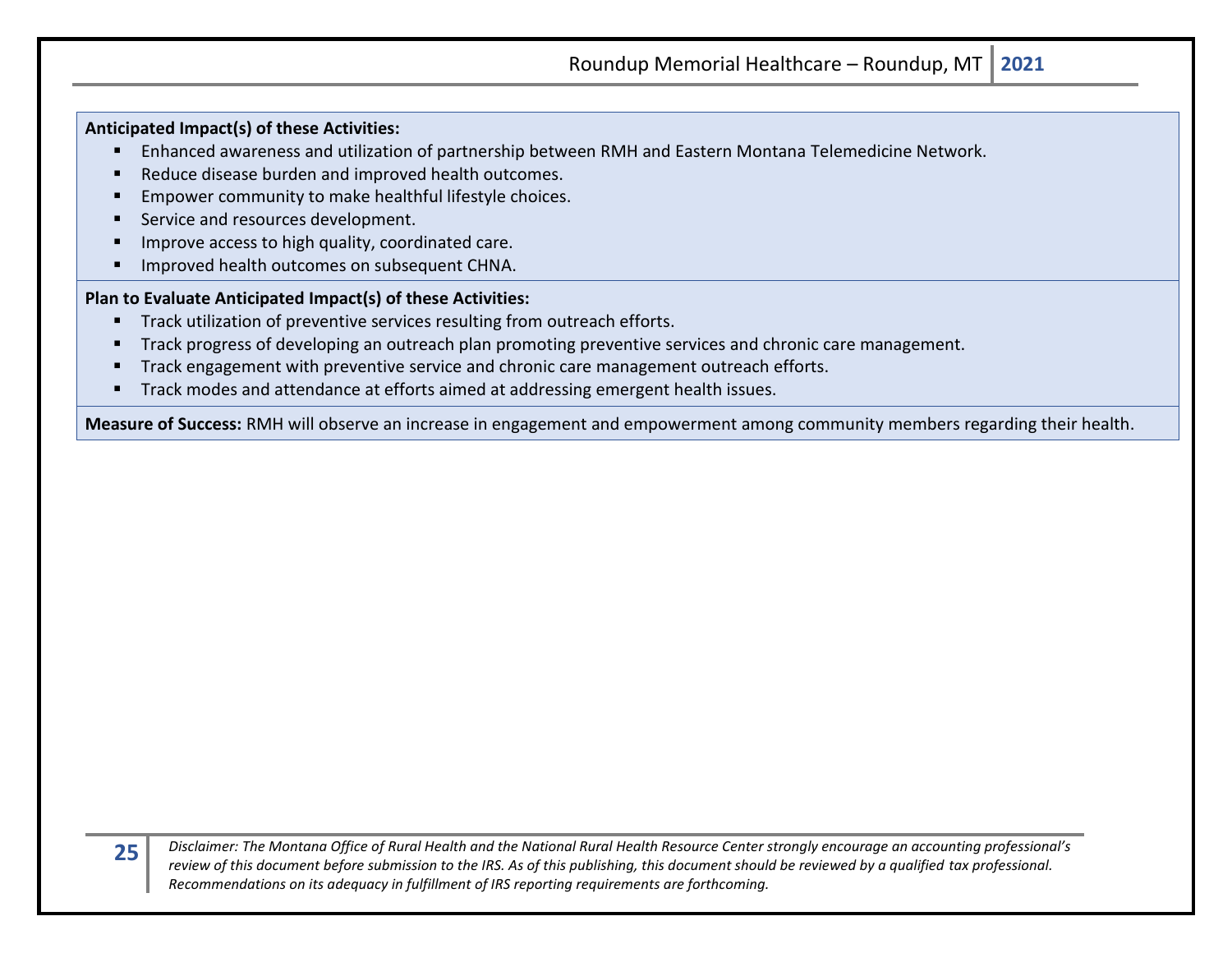**Anticipated Impact(s) of these Activities:**

- Enhanced awareness and utilization of partnership between RMH and Eastern Montana Telemedicine Network.
- Reduce disease burden and improved health outcomes.
- Empower community to make healthful lifestyle choices.
- Service and resources development.
- Improve access to high quality, coordinated care.
- Improved health outcomes on subsequent CHNA.

**Plan to Evaluate Anticipated Impact(s) of these Activities:**

- Track utilization of preventive services resulting from outreach efforts.
- Track progress of developing an outreach plan promoting preventive services and chronic care management.
- Track engagement with preventive service and chronic care management outreach efforts.
- Track modes and attendance at efforts aimed at addressing emergent health issues.

**Measure of Success:** RMH will observe an increase in engagement and empowerment among community members regarding their health.

*Disclaimer: The Montana Office of Rural Health and the National Rural Health Resource Center strongly encourage an accounting professional's review of this document before submission to the IRS. As of this publishing, this document should be reviewed by a qualified tax professional. Recommendations on its adequacy in fulfillment of IRS reporting requirements are forthcoming.*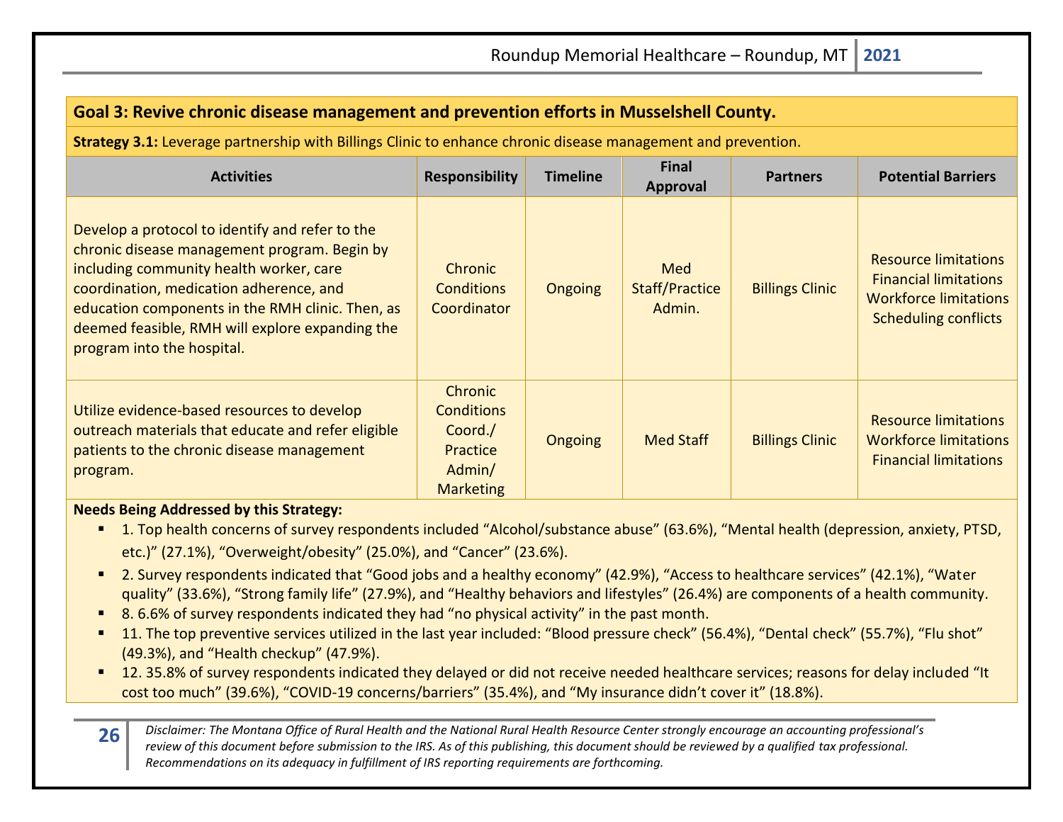**Goal 3: Revive chronic disease management and prevention efforts in Musselshell County.**

**Strategy 3.1:** Leverage partnership with Billings Clinic to enhance chronic disease management and prevention.

| Activities | Responsibility | Timeline | Final Approval | Partners | Potential Barriers |
|---|---|---|---|---|---|
| Develop a protocol to identify and refer to the chronic disease management program. Begin by including community health worker, care coordination, medication adherence, and education components in the RMH clinic. Then, as deemed feasible, RMH will explore expanding the program into the hospital. | Chronic Conditions Coordinator | Ongoing | Med Staff/Practice Admin. | Billings Clinic | Resource limitations<br>Financial limitations<br>Workforce limitations<br>Scheduling conflicts |
| Utilize evidence-based resources to develop outreach materials that educate and refer eligible patients to the chronic disease management program. | Chronic Conditions Coord./ Practice Admin/ Marketing | Ongoing | Med Staff | Billings Clinic | Resource limitations<br>Workforce limitations<br>Financial limitations |

**Needs Being Addressed by this Strategy:**

- 1. Top health concerns of survey respondents included "Alcohol/substance abuse" (63.6%), "Mental health (depression, anxiety, PTSD, etc.)" (27.1%), "Overweight/obesity" (25.0%), and "Cancer" (23.6%).
- 2. Survey respondents indicated that "Good jobs and a healthy economy" (42.9%), "Access to healthcare services" (42.1%), "Water quality" (33.6%), "Strong family life" (27.9%), and "Healthy behaviors and lifestyles" (26.4%) are components of a health community.
- 8. 6.6% of survey respondents indicated they had "no physical activity" in the past month.
- 11. The top preventive services utilized in the last year included: "Blood pressure check" (56.4%), "Dental check" (55.7%), "Flu shot" (49.3%), and "Health checkup" (47.9%).
- 12. 35.8% of survey respondents indicated they delayed or did not receive needed healthcare services; reasons for delay included "It cost too much" (39.6%), "COVID-19 concerns/barriers" (35.4%), and "My insurance didn't cover it" (18.8%).

*Disclaimer: The Montana Office of Rural Health and the National Rural Health Resource Center strongly encourage an accounting professional's review of this document before submission to the IRS. As of this publishing, this document should be reviewed by a qualified tax professional. Recommendations on its adequacy in fulfillment of IRS reporting requirements are forthcoming.*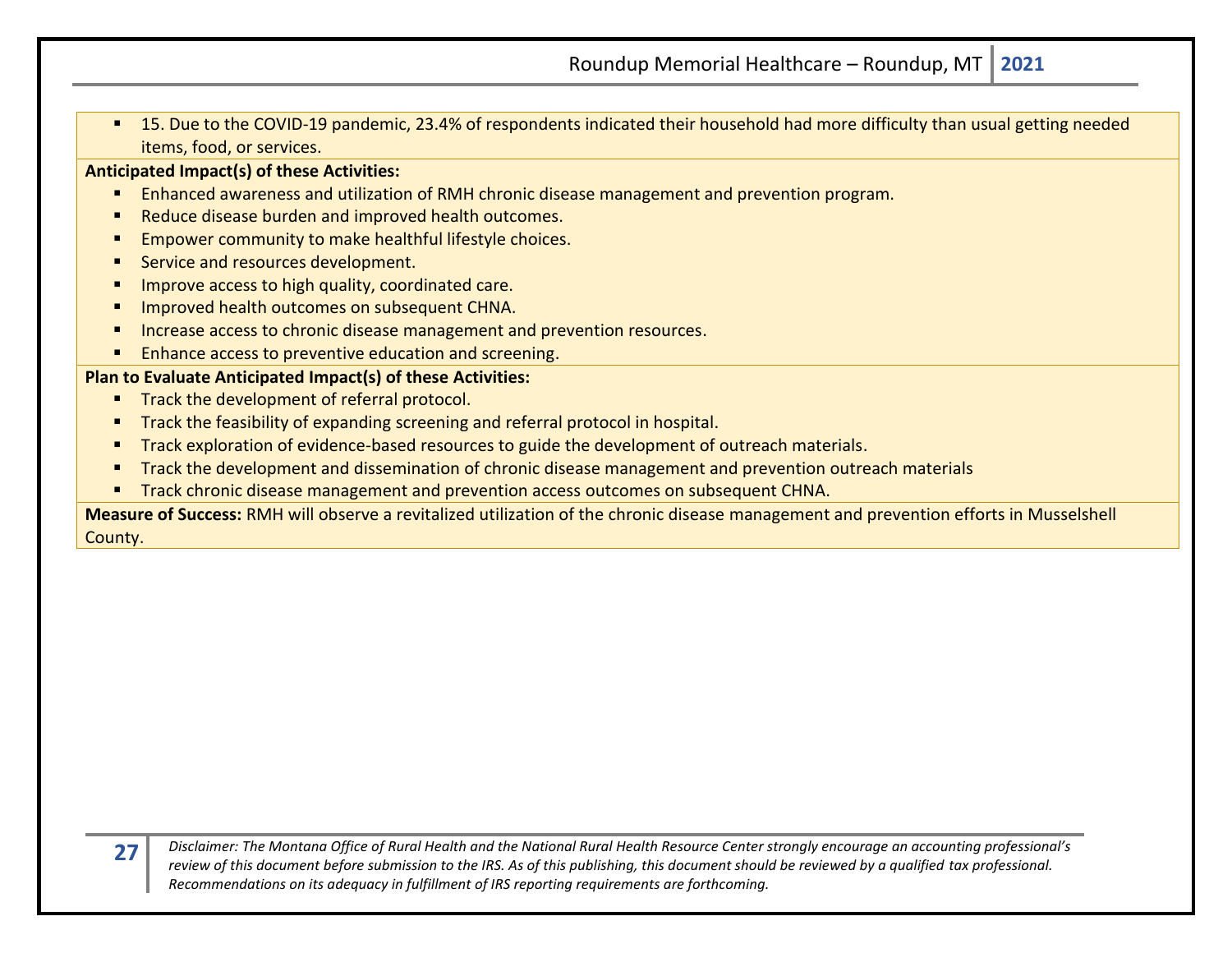- 15. Due to the COVID-19 pandemic, 23.4% of respondents indicated their household had more difficulty than usual getting needed items, food, or services.

**Anticipated Impact(s) of these Activities:**

- Enhanced awareness and utilization of RMH chronic disease management and prevention program.
- Reduce disease burden and improved health outcomes.
- Empower community to make healthful lifestyle choices.
- Service and resources development.
- Improve access to high quality, coordinated care.
- Improved health outcomes on subsequent CHNA.
- Increase access to chronic disease management and prevention resources.
- Enhance access to preventive education and screening.

**Plan to Evaluate Anticipated Impact(s) of these Activities:**

- Track the development of referral protocol.
- Track the feasibility of expanding screening and referral protocol in hospital.
- Track exploration of evidence-based resources to guide the development of outreach materials.
- Track the development and dissemination of chronic disease management and prevention outreach materials
- Track chronic disease management and prevention access outcomes on subsequent CHNA.

**Measure of Success:** RMH will observe a revitalized utilization of the chronic disease management and prevention efforts in Musselshell County.

*Disclaimer: The Montana Office of Rural Health and the National Rural Health Resource Center strongly encourage an accounting professional's review of this document before submission to the IRS. As of this publishing, this document should be reviewed by a qualified tax professional. Recommendations on its adequacy in fulfillment of IRS reporting requirements are forthcoming.*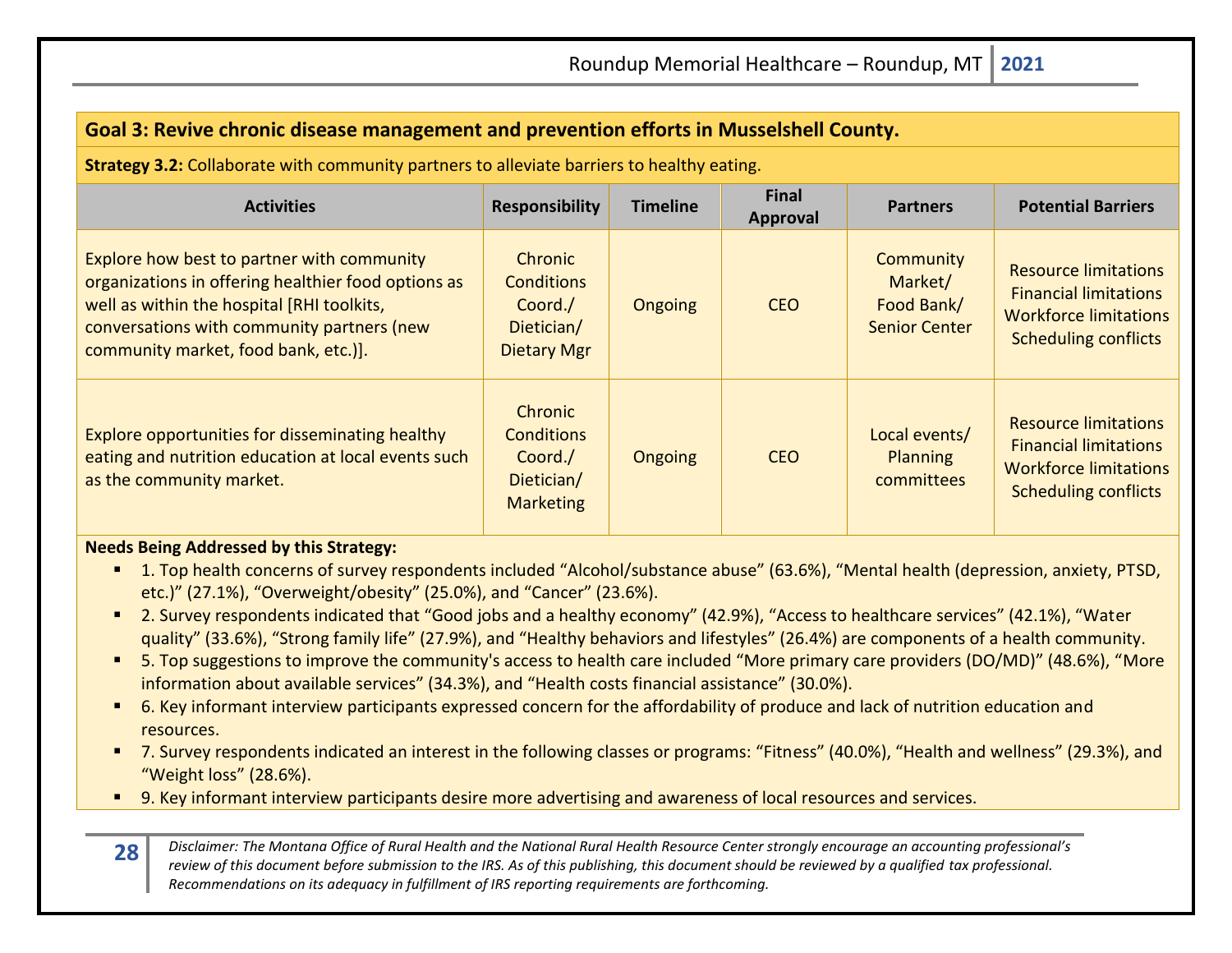**Goal 3: Revive chronic disease management and prevention efforts in Musselshell County.**

**Strategy 3.2:** Collaborate with community partners to alleviate barriers to healthy eating.

| Activities | Responsibility | Timeline | Final Approval | Partners | Potential Barriers |
|---|---|---|---|---|---|
| Explore how best to partner with community organizations in offering healthier food options as well as within the hospital [RHI toolkits, conversations with community partners (new community market, food bank, etc.)]. | Chronic Conditions Coord./ Dietician/ Dietary Mgr | Ongoing | CEO | Community Market/ Food Bank/ Senior Center | Resource limitations Financial limitations Workforce limitations Scheduling conflicts |
| Explore opportunities for disseminating healthy eating and nutrition education at local events such as the community market. | Chronic Conditions Coord./ Dietician/ Marketing | Ongoing | CEO | Local events/ Planning committees | Resource limitations Financial limitations Workforce limitations Scheduling conflicts |

**Needs Being Addressed by this Strategy:**

- 1. Top health concerns of survey respondents included “Alcohol/substance abuse” (63.6%), “Mental health (depression, anxiety, PTSD, etc.)” (27.1%), “Overweight/obesity” (25.0%), and “Cancer” (23.6%).
- 2. Survey respondents indicated that “Good jobs and a healthy economy” (42.9%), “Access to healthcare services” (42.1%), “Water quality” (33.6%), “Strong family life” (27.9%), and “Healthy behaviors and lifestyles” (26.4%) are components of a health community.
- 5. Top suggestions to improve the community's access to health care included “More primary care providers (DO/MD)” (48.6%), “More information about available services” (34.3%), and “Health costs financial assistance” (30.0%).
- 6. Key informant interview participants expressed concern for the affordability of produce and lack of nutrition education and resources.
- 7. Survey respondents indicated an interest in the following classes or programs: “Fitness” (40.0%), “Health and wellness” (29.3%), and “Weight loss” (28.6%).
- 9. Key informant interview participants desire more advertising and awareness of local resources and services.

*Disclaimer: The Montana Office of Rural Health and the National Rural Health Resource Center strongly encourage an accounting professional’s review of this document before submission to the IRS. As of this publishing, this document should be reviewed by a qualified tax professional. Recommendations on its adequacy in fulfillment of IRS reporting requirements are forthcoming.*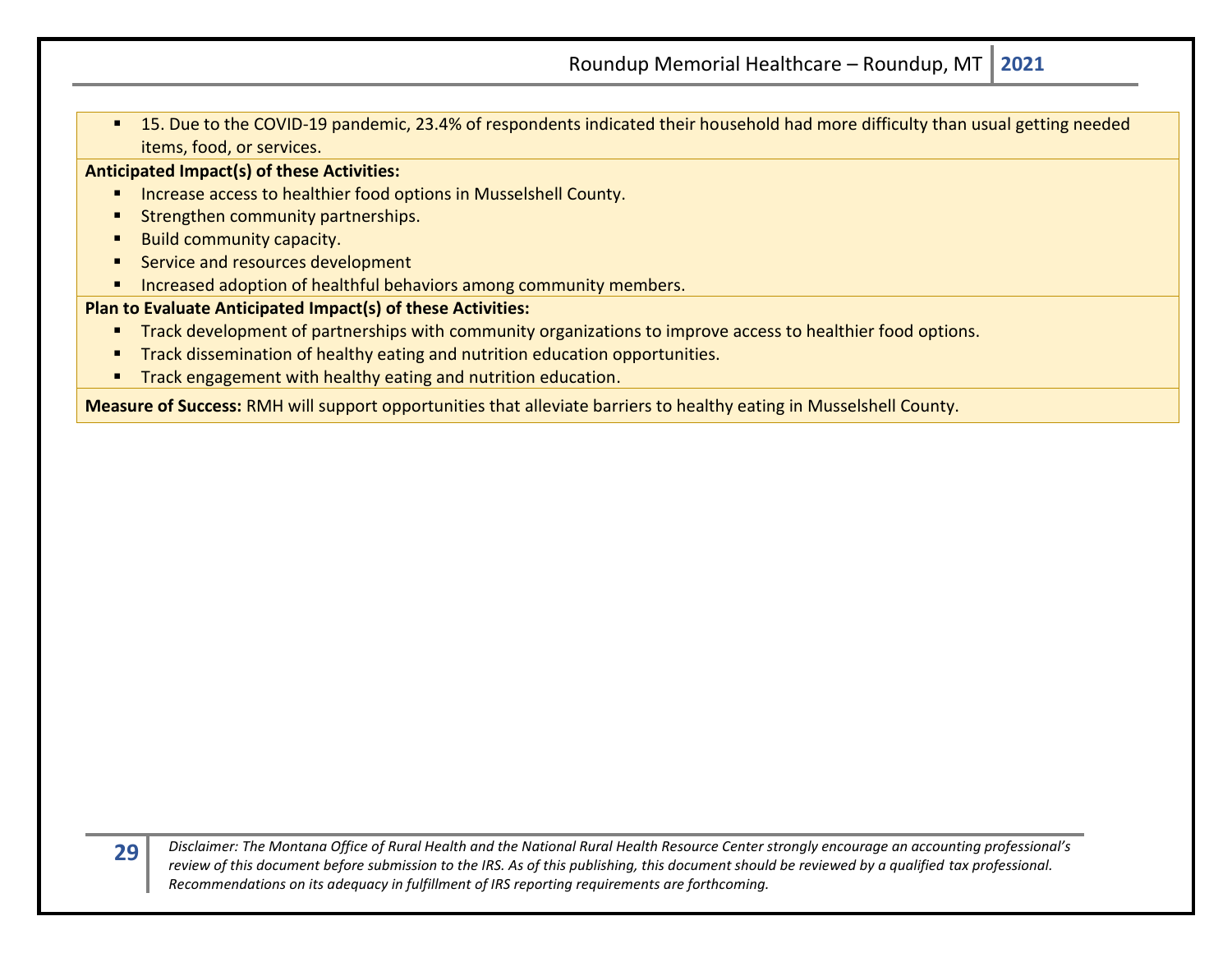- 15. Due to the COVID-19 pandemic, 23.4% of respondents indicated their household had more difficulty than usual getting needed items, food, or services.

**Anticipated Impact(s) of these Activities:**

- Increase access to healthier food options in Musselshell County.
- Strengthen community partnerships.
- Build community capacity.
- Service and resources development
- Increased adoption of healthful behaviors among community members.

**Plan to Evaluate Anticipated Impact(s) of these Activities:**

- Track development of partnerships with community organizations to improve access to healthier food options.
- Track dissemination of healthy eating and nutrition education opportunities.
- Track engagement with healthy eating and nutrition education.

**Measure of Success:** RMH will support opportunities that alleviate barriers to healthy eating in Musselshell County.

*Disclaimer: The Montana Office of Rural Health and the National Rural Health Resource Center strongly encourage an accounting professional's review of this document before submission to the IRS. As of this publishing, this document should be reviewed by a qualified tax professional. Recommendations on its adequacy in fulfillment of IRS reporting requirements are forthcoming.*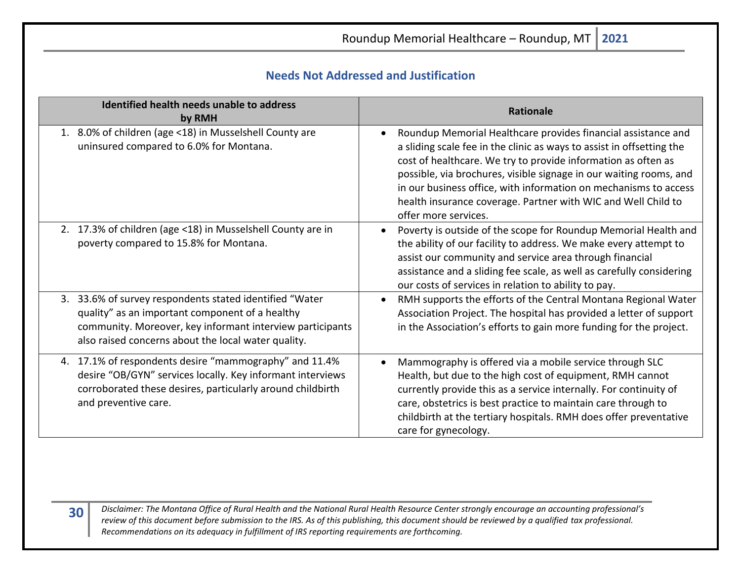## Needs Not Addressed and Justification

| Identified health needs unable to address by RMH | Rationale |
|---|---|
| 1. 8.0% of children (age <18) in Musselshell County are uninsured compared to 6.0% for Montana. | • Roundup Memorial Healthcare provides financial assistance and a sliding scale fee in the clinic as ways to assist in offsetting the cost of healthcare. We try to provide information as often as possible, via brochures, visible signage in our waiting rooms, and in our business office, with information on mechanisms to access health insurance coverage. Partner with WIC and Well Child to offer more services. |
| 2. 17.3% of children (age <18) in Musselshell County are in poverty compared to 15.8% for Montana. | • Poverty is outside of the scope for Roundup Memorial Health and the ability of our facility to address. We make every attempt to assist our community and service area through financial assistance and a sliding fee scale, as well as carefully considering our costs of services in relation to ability to pay. |
| 3. 33.6% of survey respondents stated identified "Water quality" as an important component of a healthy community. Moreover, key informant interview participants also raised concerns about the local water quality. | • RMH supports the efforts of the Central Montana Regional Water Association Project. The hospital has provided a letter of support in the Association's efforts to gain more funding for the project. |
| 4. 17.1% of respondents desire "mammography" and 11.4% desire "OB/GYN" services locally. Key informant interviews corroborated these desires, particularly around childbirth and preventive care. | • Mammography is offered via a mobile service through SLC Health, but due to the high cost of equipment, RMH cannot currently provide this as a service internally. For continuity of care, obstetrics is best practice to maintain care through to childbirth at the tertiary hospitals. RMH does offer preventative care for gynecology. |

*Disclaimer: The Montana Office of Rural Health and the National Rural Health Resource Center strongly encourage an accounting professional's review of this document before submission to the IRS. As of this publishing, this document should be reviewed by a qualified tax professional. Recommendations on its adequacy in fulfillment of IRS reporting requirements are forthcoming.*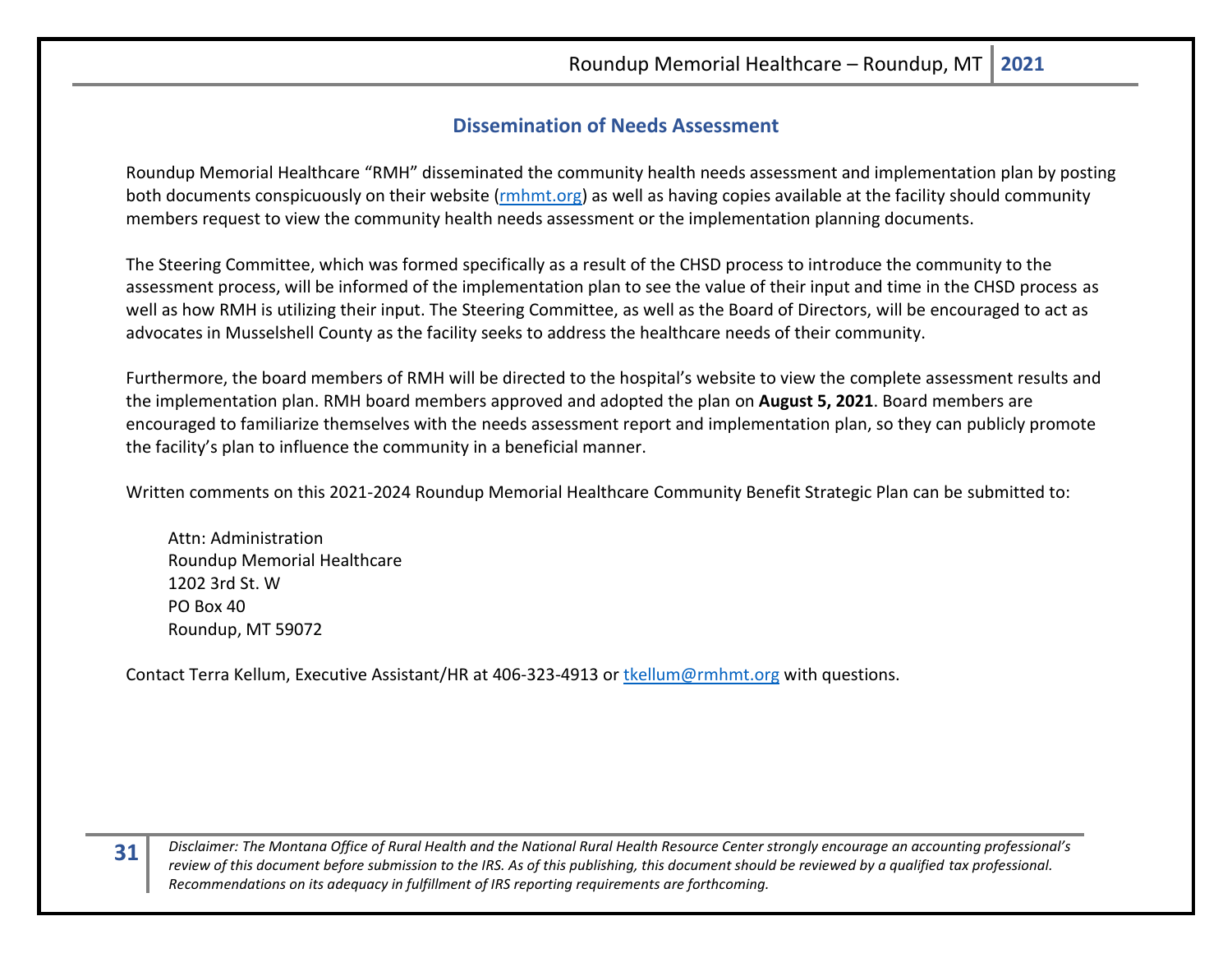## Dissemination of Needs Assessment

Roundup Memorial Healthcare "RMH" disseminated the community health needs assessment and implementation plan by posting both documents conspicuously on their website (rmhmt.org) as well as having copies available at the facility should community members request to view the community health needs assessment or the implementation planning documents.

The Steering Committee, which was formed specifically as a result of the CHSD process to introduce the community to the assessment process, will be informed of the implementation plan to see the value of their input and time in the CHSD process as well as how RMH is utilizing their input. The Steering Committee, as well as the Board of Directors, will be encouraged to act as advocates in Musselshell County as the facility seeks to address the healthcare needs of their community.

Furthermore, the board members of RMH will be directed to the hospital's website to view the complete assessment results and the implementation plan. RMH board members approved and adopted the plan on **August 5, 2021**. Board members are encouraged to familiarize themselves with the needs assessment report and implementation plan, so they can publicly promote the facility's plan to influence the community in a beneficial manner.

Written comments on this 2021-2024 Roundup Memorial Healthcare Community Benefit Strategic Plan can be submitted to:

Attn: Administration
Roundup Memorial Healthcare
1202 3rd St. W
PO Box 40
Roundup, MT 59072

Contact Terra Kellum, Executive Assistant/HR at 406-323-4913 or tkellum@rmhmt.org with questions.

*Disclaimer: The Montana Office of Rural Health and the National Rural Health Resource Center strongly encourage an accounting professional's review of this document before submission to the IRS. As of this publishing, this document should be reviewed by a qualified tax professional. Recommendations on its adequacy in fulfillment of IRS reporting requirements are forthcoming.*